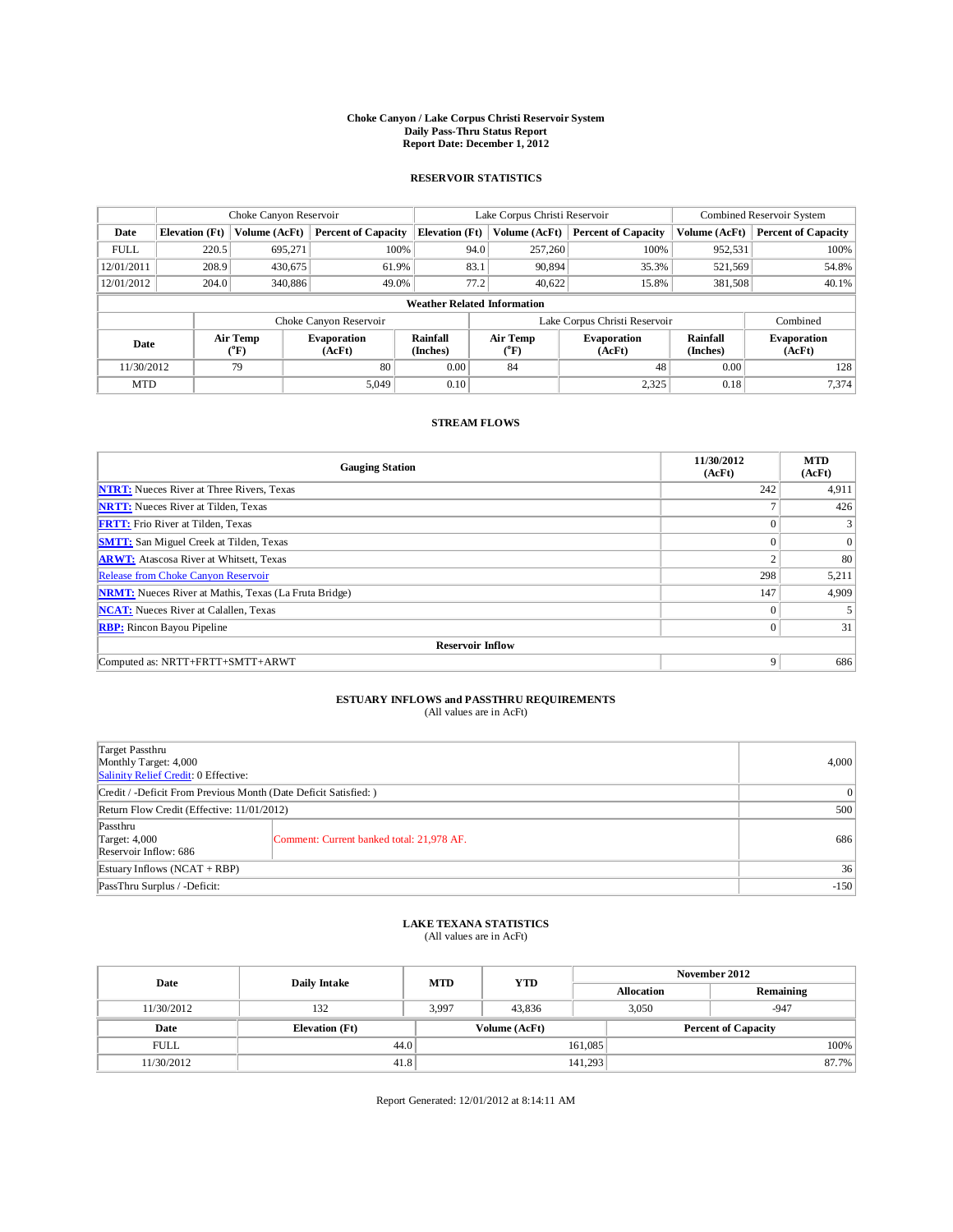# Choke Canyon / Lake Corpus Christi Reservoir System
## Daily Pass-Thru Status Report
## Report Date: December 1, 2012

### RESERVOIR STATISTICS

| | Choke Canyon Reservoir | | | Lake Corpus Christi Reservoir | | | Combined Reservoir System | |
|---|---|---|---|---|---|---|---|---|
| Date | Elevation (Ft) | Volume (AcFt) | Percent of Capacity | Elevation (Ft) | Volume (AcFt) | Percent of Capacity | Volume (AcFt) | Percent of Capacity |
| FULL | 220.5 | 695,271 | 100% | 94.0 | 257,260 | 100% | 952,531 | 100% |
| 12/01/2011 | 208.9 | 430,675 | 61.9% | 83.1 | 90,894 | 35.3% | 521,569 | 54.8% |
| 12/01/2012 | 204.0 | 340,886 | 49.0% | 77.2 | 40,622 | 15.8% | 381,508 | 40.1% |

**Weather Related Information**

| | Choke Canyon Reservoir | | | Lake Corpus Christi Reservoir | | | Combined |
|---|---|---|---|---|---|---|---|
| Date | Air Temp (°F) | Evaporation (AcFt) | Rainfall (Inches) | Air Temp (°F) | Evaporation (AcFt) | Rainfall (Inches) | Evaporation (AcFt) |
| 11/30/2012 | 79 | 80 | 0.00 | 84 | 48 | 0.00 | 128 |
| MTD | | 5,049 | 0.10 | | 2,325 | 0.18 | 7,374 |

### STREAM FLOWS

| Gauging Station | 11/30/2012 (AcFt) | MTD (AcFt) |
|---|---|---|
| NTRT: Nueces River at Three Rivers, Texas | 242 | 4,911 |
| NRTT: Nueces River at Tilden, Texas | 7 | 426 |
| FRTT: Frio River at Tilden, Texas | 0 | 3 |
| SMTT: San Miguel Creek at Tilden, Texas | 0 | 0 |
| ARWT: Atascosa River at Whitsett, Texas | 2 | 80 |
| Release from Choke Canyon Reservoir | 298 | 5,211 |
| NRMT: Nueces River at Mathis, Texas (La Fruta Bridge) | 147 | 4,909 |
| NCAT: Nueces River at Calallen, Texas | 0 | 5 |
| RBP: Rincon Bayou Pipeline | 0 | 31 |
| **Reservoir Inflow** | | |
| Computed as: NRTT+FRTT+SMTT+ARWT | 9 | 686 |

### ESTUARY INFLOWS and PASSTHRU REQUIREMENTS
(All values are in AcFt)

| | | |
|---|---|---|
| Target Passthru<br>Monthly Target: 4,000<br>Salinity Relief Credit: 0 Effective: | | 4,000 |
| Credit / -Deficit From Previous Month (Date Deficit Satisfied: ) | | 0 |
| Return Flow Credit (Effective: 11/01/2012) | | 500 |
| Passthru<br>Target: 4,000<br>Reservoir Inflow: 686 | Comment: Current banked total: 21,978 AF. | 686 |
| Estuary Inflows (NCAT + RBP) | | 36 |
| PassThru Surplus / -Deficit: | | -150 |

### LAKE TEXANA STATISTICS
(All values are in AcFt)

| Date | Daily Intake | MTD | YTD | November 2012 | |
|---|---|---|---|---|---|
| | | | | Allocation | Remaining |
| 11/30/2012 | 132 | 3,997 | 43,836 | 3,050 | -947 |

| Date | Elevation (Ft) | Volume (AcFt) | Percent of Capacity |
|---|---|---|---|
| FULL | 44.0 | 161,085 | 100% |
| 11/30/2012 | 41.8 | 141,293 | 87.7% |

Report Generated: 12/01/2012 at 8:14:11 AM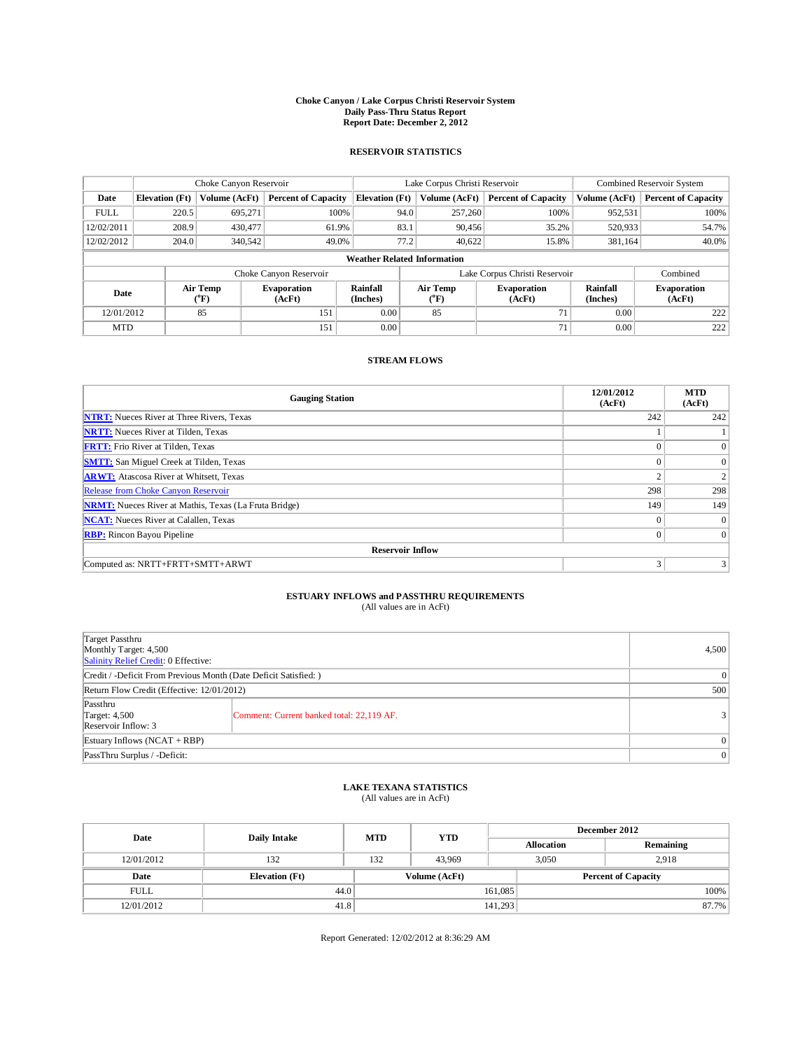# Choke Canyon / Lake Corpus Christi Reservoir System
## Daily Pass-Thru Status Report
## Report Date: December 2, 2012

### RESERVOIR STATISTICS

| | Choke Canyon Reservoir | | | Lake Corpus Christi Reservoir | | | Combined Reservoir System | |
|---|---|---|---|---|---|---|---|---|
| Date | Elevation (Ft) | Volume (AcFt) | Percent of Capacity | Elevation (Ft) | Volume (AcFt) | Percent of Capacity | Volume (AcFt) | Percent of Capacity |
| FULL | 220.5 | 695,271 | 100% | 94.0 | 257,260 | 100% | 952,531 | 100% |
| 12/02/2011 | 208.9 | 430,477 | 61.9% | 83.1 | 90,456 | 35.2% | 520,933 | 54.7% |
| 12/02/2012 | 204.0 | 340,542 | 49.0% | 77.2 | 40,622 | 15.8% | 381,164 | 40.0% |

**Weather Related Information**

| | Choke Canyon Reservoir | | | Lake Corpus Christi Reservoir | | | Combined |
|---|---|---|---|---|---|---|---|
| Date | Air Temp (°F) | Evaporation (AcFt) | Rainfall (Inches) | Air Temp (°F) | Evaporation (AcFt) | Rainfall (Inches) | Evaporation (AcFt) |
| 12/01/2012 | 85 | 151 | 0.00 | 85 | 71 | 0.00 | 222 |
| MTD | | 151 | 0.00 | | 71 | 0.00 | 222 |

### STREAM FLOWS

| Gauging Station | 12/01/2012 (AcFt) | MTD (AcFt) |
|---|---|---|
| NTRT: Nueces River at Three Rivers, Texas | 242 | 242 |
| NRTT: Nueces River at Tilden, Texas | 1 | 1 |
| FRTT: Frio River at Tilden, Texas | 0 | 0 |
| SMTT: San Miguel Creek at Tilden, Texas | 0 | 0 |
| ARWT: Atascosa River at Whitsett, Texas | 2 | 2 |
| Release from Choke Canyon Reservoir | 298 | 298 |
| NRMT: Nueces River at Mathis, Texas (La Fruta Bridge) | 149 | 149 |
| NCAT: Nueces River at Calallen, Texas | 0 | 0 |
| RBP: Rincon Bayou Pipeline | 0 | 0 |
| **Reservoir Inflow** | | |
| Computed as: NRTT+FRTT+SMTT+ARWT | 3 | 3 |

### ESTUARY INFLOWS and PASSTHRU REQUIREMENTS
(All values are in AcFt)

| | | |
|---|---|---|
| Target Passthru<br>Monthly Target: 4,500<br>Salinity Relief Credit: 0 Effective: | | 4,500 |
| Credit / -Deficit From Previous Month (Date Deficit Satisfied: ) | | 0 |
| Return Flow Credit (Effective: 12/01/2012) | | 500 |
| Passthru<br>Target: 4,500<br>Reservoir Inflow: 3 | Comment: Current banked total: 22,119 AF. | 3 |
| Estuary Inflows (NCAT + RBP) | | 0 |
| PassThru Surplus / -Deficit: | | 0 |

### LAKE TEXANA STATISTICS
(All values are in AcFt)

| Date | Daily Intake | MTD | YTD | December 2012 | |
|---|---|---|---|---|---|
| | | | | Allocation | Remaining |
| 12/01/2012 | 132 | 132 | 43,969 | 3,050 | 2,918 |

| Date | Elevation (Ft) | Volume (AcFt) | Percent of Capacity |
|---|---|---|---|
| FULL | 44.0 | 161,085 | 100% |
| 12/01/2012 | 41.8 | 141,293 | 87.7% |

Report Generated: 12/02/2012 at 8:36:29 AM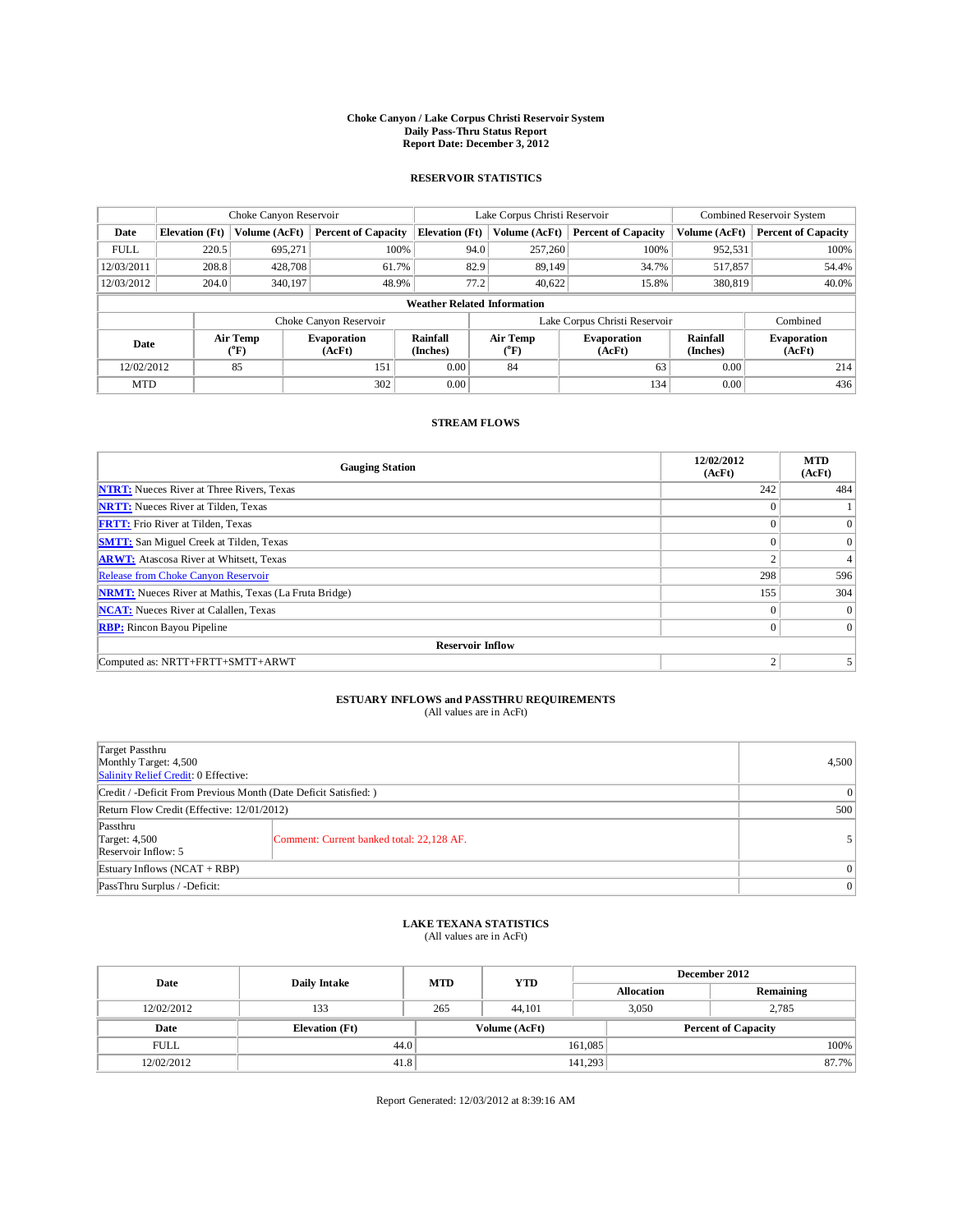# Choke Canyon / Lake Corpus Christi Reservoir System
## Daily Pass-Thru Status Report
## Report Date: December 3, 2012

### RESERVOIR STATISTICS

| | Choke Canyon Reservoir | | | Lake Corpus Christi Reservoir | | | Combined Reservoir System | |
|---|---|---|---|---|---|---|---|---|
| Date | Elevation (Ft) | Volume (AcFt) | Percent of Capacity | Elevation (Ft) | Volume (AcFt) | Percent of Capacity | Volume (AcFt) | Percent of Capacity |
| FULL | 220.5 | 695,271 | 100% | 94.0 | 257,260 | 100% | 952,531 | 100% |
| 12/03/2011 | 208.8 | 428,708 | 61.7% | 82.9 | 89,149 | 34.7% | 517,857 | 54.4% |
| 12/03/2012 | 204.0 | 340,197 | 48.9% | 77.2 | 40,622 | 15.8% | 380,819 | 40.0% |

**Weather Related Information**

| | Choke Canyon Reservoir | | | Lake Corpus Christi Reservoir | | | Combined |
|---|---|---|---|---|---|---|---|
| Date | Air Temp (°F) | Evaporation (AcFt) | Rainfall (Inches) | Air Temp (°F) | Evaporation (AcFt) | Rainfall (Inches) | Evaporation (AcFt) |
| 12/02/2012 | 85 | 151 | 0.00 | 84 | 63 | 0.00 | 214 |
| MTD | | 302 | 0.00 | | 134 | 0.00 | 436 |

### STREAM FLOWS

| Gauging Station | 12/02/2012 (AcFt) | MTD (AcFt) |
|---|---|---|
| NTRT: Nueces River at Three Rivers, Texas | 242 | 484 |
| NRTT: Nueces River at Tilden, Texas | 0 | 1 |
| FRTT: Frio River at Tilden, Texas | 0 | 0 |
| SMTT: San Miguel Creek at Tilden, Texas | 0 | 0 |
| ARWT: Atascosa River at Whitsett, Texas | 2 | 4 |
| Release from Choke Canyon Reservoir | 298 | 596 |
| NRMT: Nueces River at Mathis, Texas (La Fruta Bridge) | 155 | 304 |
| NCAT: Nueces River at Calallen, Texas | 0 | 0 |
| RBP: Rincon Bayou Pipeline | 0 | 0 |
| **Reservoir Inflow** | | |
| Computed as: NRTT+FRTT+SMTT+ARWT | 2 | 5 |

### ESTUARY INFLOWS and PASSTHRU REQUIREMENTS
(All values are in AcFt)

| | | |
|---|---|---|
| Target Passthru<br>Monthly Target: 4,500<br>Salinity Relief Credit: 0 Effective: | | 4,500 |
| Credit / -Deficit From Previous Month (Date Deficit Satisfied: ) | | 0 |
| Return Flow Credit (Effective: 12/01/2012) | | 500 |
| Passthru<br>Target: 4,500<br>Reservoir Inflow: 5 | Comment: Current banked total: 22,128 AF. | 5 |
| Estuary Inflows (NCAT + RBP) | | 0 |
| PassThru Surplus / -Deficit: | | 0 |

### LAKE TEXANA STATISTICS
(All values are in AcFt)

| Date | Daily Intake | MTD | YTD | December 2012 Allocation | December 2012 Remaining |
|---|---|---|---|---|---|
| 12/02/2012 | 133 | 265 | 44,101 | 3,050 | 2,785 |

| Date | Elevation (Ft) | Volume (AcFt) | Percent of Capacity |
|---|---|---|---|
| FULL | 44.0 | 161,085 | 100% |
| 12/02/2012 | 41.8 | 141,293 | 87.7% |

Report Generated: 12/03/2012 at 8:39:16 AM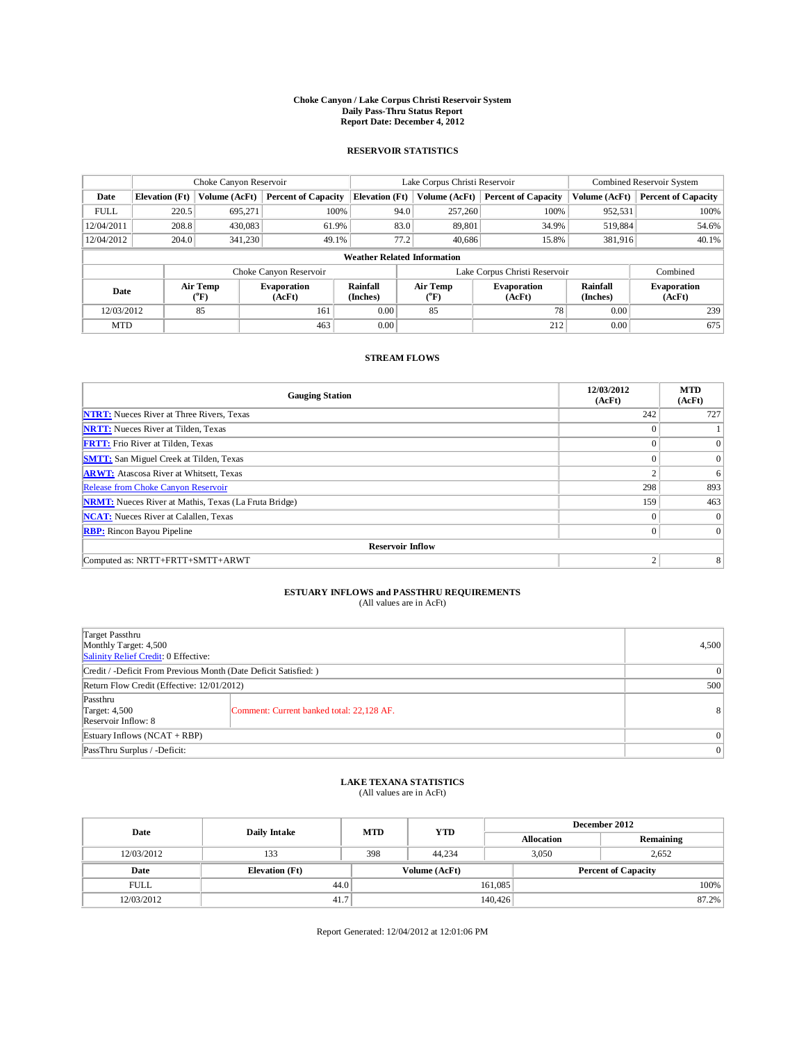# Choke Canyon / Lake Corpus Christi Reservoir System
## Daily Pass-Thru Status Report
## Report Date: December 4, 2012

### RESERVOIR STATISTICS

| | Choke Canyon Reservoir | | | Lake Corpus Christi Reservoir | | | Combined Reservoir System | |
|---|---|---|---|---|---|---|---|---|
| Date | Elevation (Ft) | Volume (AcFt) | Percent of Capacity | Elevation (Ft) | Volume (AcFt) | Percent of Capacity | Volume (AcFt) | Percent of Capacity |
| FULL | 220.5 | 695,271 | 100% | 94.0 | 257,260 | 100% | 952,531 | 100% |
| 12/04/2011 | 208.8 | 430,083 | 61.9% | 83.0 | 89,801 | 34.9% | 519,884 | 54.6% |
| 12/04/2012 | 204.0 | 341,230 | 49.1% | 77.2 | 40,686 | 15.8% | 381,916 | 40.1% |

**Weather Related Information**

| | Choke Canyon Reservoir | | | Lake Corpus Christi Reservoir | | | Combined |
|---|---|---|---|---|---|---|---|
| Date | Air Temp (°F) | Evaporation (AcFt) | Rainfall (Inches) | Air Temp (°F) | Evaporation (AcFt) | Rainfall (Inches) | Evaporation (AcFt) |
| 12/03/2012 | 85 | 161 | 0.00 | 85 | 78 | 0.00 | 239 |
| MTD | | 463 | 0.00 | | 212 | 0.00 | 675 |

### STREAM FLOWS

| Gauging Station | 12/03/2012 (AcFt) | MTD (AcFt) |
|---|---|---|
| NTRT: Nueces River at Three Rivers, Texas | 242 | 727 |
| NRTT: Nueces River at Tilden, Texas | 0 | 1 |
| FRTT: Frio River at Tilden, Texas | 0 | 0 |
| SMTT: San Miguel Creek at Tilden, Texas | 0 | 0 |
| ARWT: Atascosa River at Whitsett, Texas | 2 | 6 |
| Release from Choke Canyon Reservoir | 298 | 893 |
| NRMT: Nueces River at Mathis, Texas (La Fruta Bridge) | 159 | 463 |
| NCAT: Nueces River at Calallen, Texas | 0 | 0 |
| RBP: Rincon Bayou Pipeline | 0 | 0 |
| **Reservoir Inflow** | | |
| Computed as: NRTT+FRTT+SMTT+ARWT | 2 | 8 |

### ESTUARY INFLOWS and PASSTHRU REQUIREMENTS
(All values are in AcFt)

| | | |
|---|---|---|
| Target Passthru<br>Monthly Target: 4,500<br>Salinity Relief Credit: 0 Effective: | | 4,500 |
| Credit / -Deficit From Previous Month (Date Deficit Satisfied: ) | | 0 |
| Return Flow Credit (Effective: 12/01/2012) | | 500 |
| Passthru<br>Target: 4,500<br>Reservoir Inflow: 8 | Comment: Current banked total: 22,128 AF. | 8 |
| Estuary Inflows (NCAT + RBP) | | 0 |
| PassThru Surplus / -Deficit: | | 0 |

### LAKE TEXANA STATISTICS
(All values are in AcFt)

| Date | Daily Intake | MTD | YTD | December 2012 | |
|---|---|---|---|---|---|
| | | | | Allocation | Remaining |
| 12/03/2012 | 133 | 398 | 44,234 | 3,050 | 2,652 |

| Date | Elevation (Ft) | Volume (AcFt) | Percent of Capacity |
|---|---|---|---|
| FULL | 44.0 | 161,085 | 100% |
| 12/03/2012 | 41.7 | 140,426 | 87.2% |

Report Generated: 12/04/2012 at 12:01:06 PM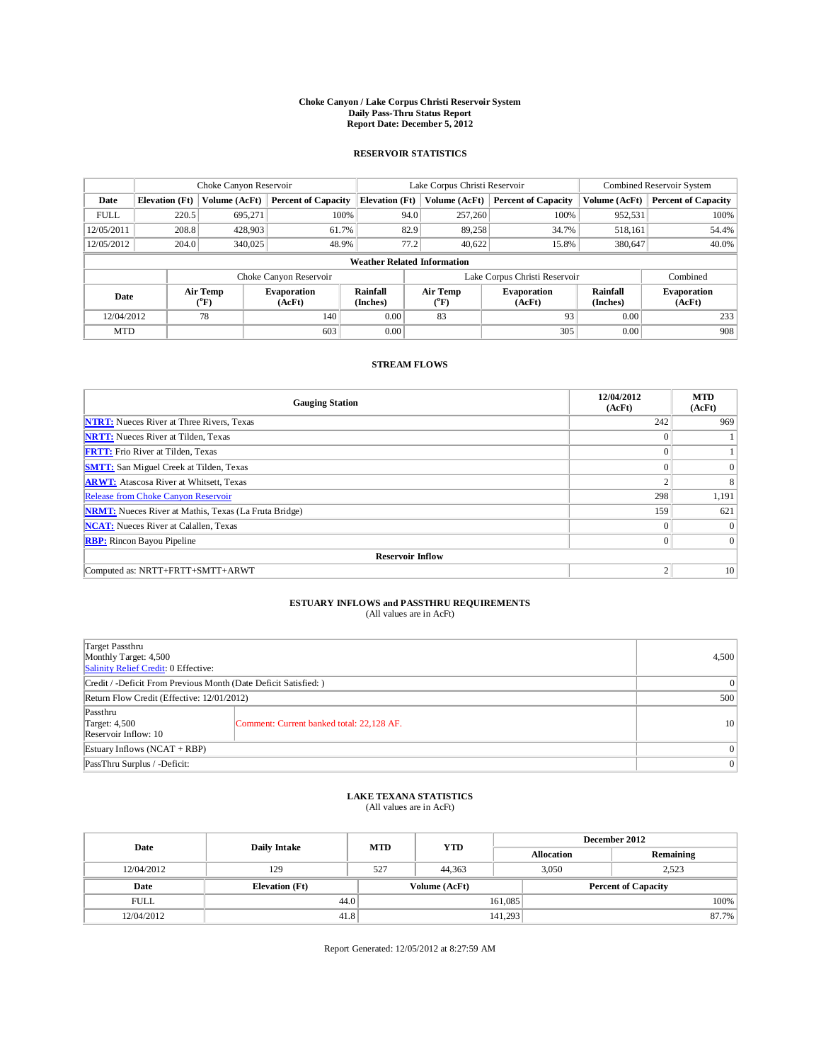# Choke Canyon / Lake Corpus Christi Reservoir System
## Daily Pass-Thru Status Report
## Report Date: December 5, 2012

### RESERVOIR STATISTICS

| | Choke Canyon Reservoir | | | Lake Corpus Christi Reservoir | | | Combined Reservoir System | |
|---|---|---|---|---|---|---|---|---|
| Date | Elevation (Ft) | Volume (AcFt) | Percent of Capacity | Elevation (Ft) | Volume (AcFt) | Percent of Capacity | Volume (AcFt) | Percent of Capacity |
| FULL | 220.5 | 695,271 | 100% | 94.0 | 257,260 | 100% | 952,531 | 100% |
| 12/05/2011 | 208.8 | 428,903 | 61.7% | 82.9 | 89,258 | 34.7% | 518,161 | 54.4% |
| 12/05/2012 | 204.0 | 340,025 | 48.9% | 77.2 | 40,622 | 15.8% | 380,647 | 40.0% |

**Weather Related Information**

| | Choke Canyon Reservoir | | | Lake Corpus Christi Reservoir | | | Combined |
|---|---|---|---|---|---|---|---|
| Date | Air Temp (°F) | Evaporation (AcFt) | Rainfall (Inches) | Air Temp (°F) | Evaporation (AcFt) | Rainfall (Inches) | Evaporation (AcFt) |
| 12/04/2012 | 78 | 140 | 0.00 | 83 | 93 | 0.00 | 233 |
| MTD | | 603 | 0.00 | | 305 | 0.00 | 908 |

### STREAM FLOWS

| Gauging Station | 12/04/2012 (AcFt) | MTD (AcFt) |
|---|---|---|
| NTRT: Nueces River at Three Rivers, Texas | 242 | 969 |
| NRTT: Nueces River at Tilden, Texas | 0 | 1 |
| FRTT: Frio River at Tilden, Texas | 0 | 1 |
| SMTT: San Miguel Creek at Tilden, Texas | 0 | 0 |
| ARWT: Atascosa River at Whitsett, Texas | 2 | 8 |
| Release from Choke Canyon Reservoir | 298 | 1,191 |
| NRMT: Nueces River at Mathis, Texas (La Fruta Bridge) | 159 | 621 |
| NCAT: Nueces River at Calallen, Texas | 0 | 0 |
| RBP: Rincon Bayou Pipeline | 0 | 0 |
| **Reservoir Inflow** | | |
| Computed as: NRTT+FRTT+SMTT+ARWT | 2 | 10 |

### ESTUARY INFLOWS and PASSTHRU REQUIREMENTS
(All values are in AcFt)

| | | |
|---|---|---|
| Target Passthru<br>Monthly Target: 4,500<br>Salinity Relief Credit: 0 Effective: | | 4,500 |
| Credit / -Deficit From Previous Month (Date Deficit Satisfied: ) | | 0 |
| Return Flow Credit (Effective: 12/01/2012) | | 500 |
| Passthru<br>Target: 4,500<br>Reservoir Inflow: 10 | Comment: Current banked total: 22,128 AF. | 10 |
| Estuary Inflows (NCAT + RBP) | | 0 |
| PassThru Surplus / -Deficit: | | 0 |

### LAKE TEXANA STATISTICS
(All values are in AcFt)

| Date | Daily Intake | MTD | YTD | December 2012 | |
|---|---|---|---|---|---|
| | | | | Allocation | Remaining |
| 12/04/2012 | 129 | 527 | 44,363 | 3,050 | 2,523 |

| Date | Elevation (Ft) | Volume (AcFt) | Percent of Capacity |
|---|---|---|---|
| FULL | 44.0 | 161,085 | 100% |
| 12/04/2012 | 41.8 | 141,293 | 87.7% |

Report Generated: 12/05/2012 at 8:27:59 AM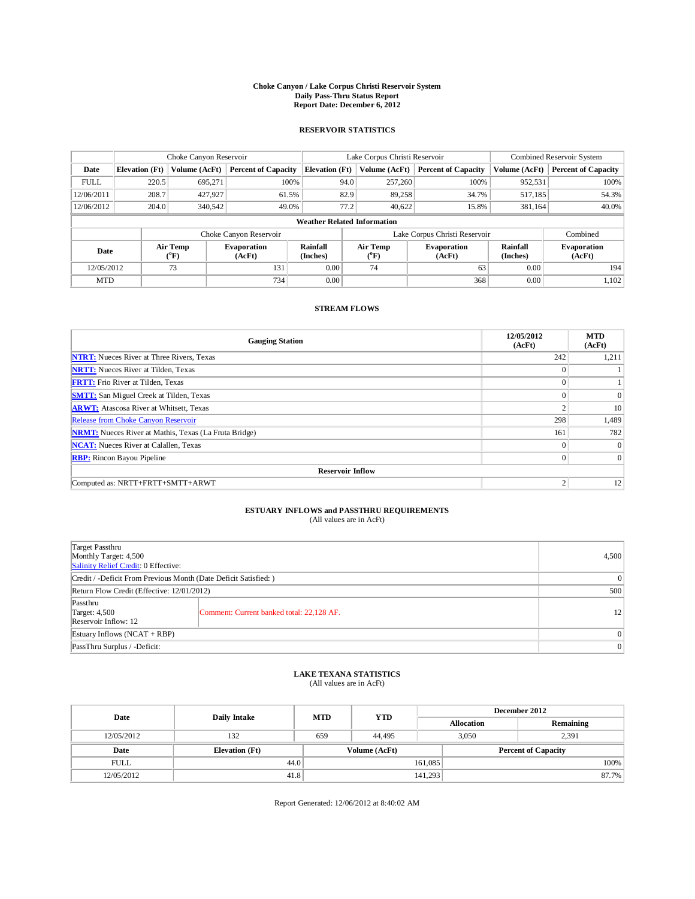# Choke Canyon / Lake Corpus Christi Reservoir System
## Daily Pass-Thru Status Report
## Report Date: December 6, 2012

### RESERVOIR STATISTICS

| | Choke Canyon Reservoir | | | Lake Corpus Christi Reservoir | | | Combined Reservoir System | |
|---|---|---|---|---|---|---|---|---|
| Date | Elevation (Ft) | Volume (AcFt) | Percent of Capacity | Elevation (Ft) | Volume (AcFt) | Percent of Capacity | Volume (AcFt) | Percent of Capacity |
| FULL | 220.5 | 695,271 | 100% | 94.0 | 257,260 | 100% | 952,531 | 100% |
| 12/06/2011 | 208.7 | 427,927 | 61.5% | 82.9 | 89,258 | 34.7% | 517,185 | 54.3% |
| 12/06/2012 | 204.0 | 340,542 | 49.0% | 77.2 | 40,622 | 15.8% | 381,164 | 40.0% |

**Weather Related Information**

| | Choke Canyon Reservoir | | | Lake Corpus Christi Reservoir | | | Combined |
|---|---|---|---|---|---|---|---|
| Date | Air Temp (°F) | Evaporation (AcFt) | Rainfall (Inches) | Air Temp (°F) | Evaporation (AcFt) | Rainfall (Inches) | Evaporation (AcFt) |
| 12/05/2012 | 73 | 131 | 0.00 | 74 | 63 | 0.00 | 194 |
| MTD | | 734 | 0.00 | | 368 | 0.00 | 1,102 |

### STREAM FLOWS

| Gauging Station | 12/05/2012 (AcFt) | MTD (AcFt) |
|---|---|---|
| NTRT: Nueces River at Three Rivers, Texas | 242 | 1,211 |
| NRTT: Nueces River at Tilden, Texas | 0 | 1 |
| FRTT: Frio River at Tilden, Texas | 0 | 1 |
| SMTT: San Miguel Creek at Tilden, Texas | 0 | 0 |
| ARWT: Atascosa River at Whitsett, Texas | 2 | 10 |
| Release from Choke Canyon Reservoir | 298 | 1,489 |
| NRMT: Nueces River at Mathis, Texas (La Fruta Bridge) | 161 | 782 |
| NCAT: Nueces River at Calallen, Texas | 0 | 0 |
| RBP: Rincon Bayou Pipeline | 0 | 0 |
| **Reservoir Inflow** | | |
| Computed as: NRTT+FRTT+SMTT+ARWT | 2 | 12 |

### ESTUARY INFLOWS and PASSTHRU REQUIREMENTS
(All values are in AcFt)

| | | |
|---|---|---|
| Target Passthru<br>Monthly Target: 4,500<br>Salinity Relief Credit: 0 Effective: | | 4,500 |
| Credit / -Deficit From Previous Month (Date Deficit Satisfied: ) | | 0 |
| Return Flow Credit (Effective: 12/01/2012) | | 500 |
| Passthru<br>Target: 4,500<br>Reservoir Inflow: 12 | Comment: Current banked total: 22,128 AF. | 12 |
| Estuary Inflows (NCAT + RBP) | | 0 |
| PassThru Surplus / -Deficit: | | 0 |

### LAKE TEXANA STATISTICS
(All values are in AcFt)

| Date | Daily Intake | MTD | YTD | December 2012 Allocation | December 2012 Remaining |
|---|---|---|---|---|---|
| 12/05/2012 | 132 | 659 | 44,495 | 3,050 | 2,391 |

| Date | Elevation (Ft) | Volume (AcFt) | Percent of Capacity |
|---|---|---|---|
| FULL | 44.0 | 161,085 | 100% |
| 12/05/2012 | 41.8 | 141,293 | 87.7% |

Report Generated: 12/06/2012 at 8:40:02 AM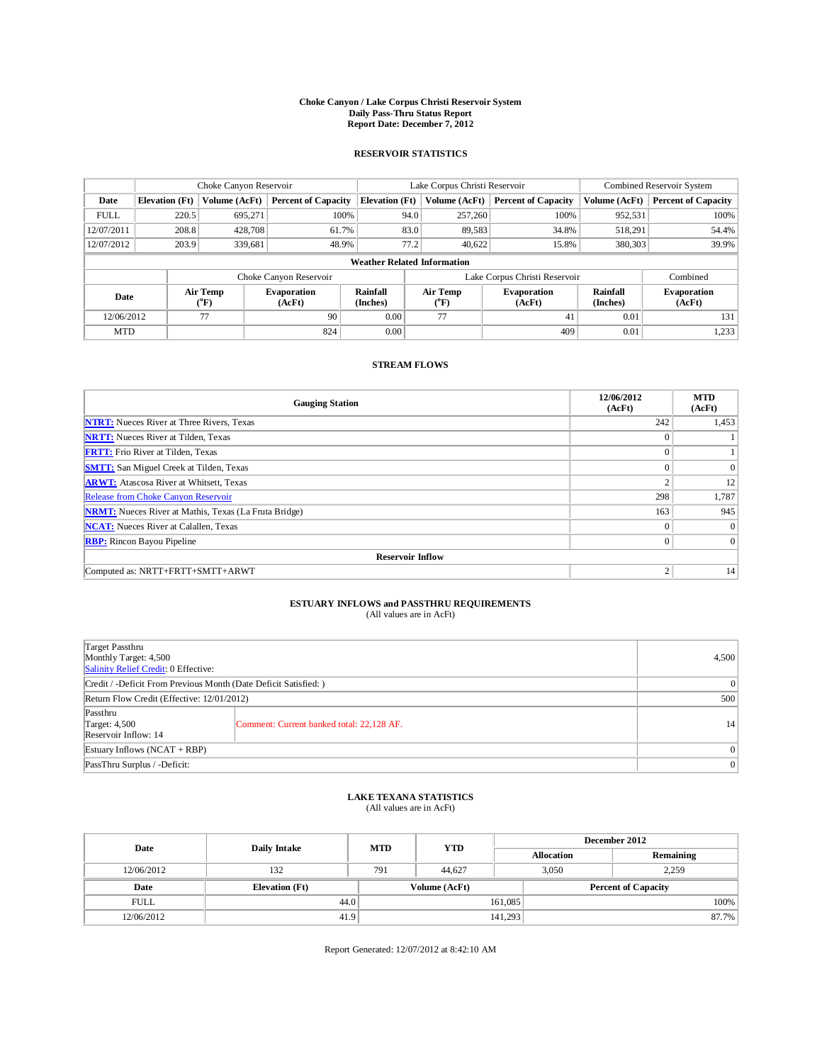# Choke Canyon / Lake Corpus Christi Reservoir System
## Daily Pass-Thru Status Report
## Report Date: December 7, 2012

### RESERVOIR STATISTICS

| | Choke Canyon Reservoir | | | Lake Corpus Christi Reservoir | | | Combined Reservoir System | |
|---|---|---|---|---|---|---|---|---|
| Date | Elevation (Ft) | Volume (AcFt) | Percent of Capacity | Elevation (Ft) | Volume (AcFt) | Percent of Capacity | Volume (AcFt) | Percent of Capacity |
| FULL | 220.5 | 695,271 | 100% | 94.0 | 257,260 | 100% | 952,531 | 100% |
| 12/07/2011 | 208.8 | 428,708 | 61.7% | 83.0 | 89,583 | 34.8% | 518,291 | 54.4% |
| 12/07/2012 | 203.9 | 339,681 | 48.9% | 77.2 | 40,622 | 15.8% | 380,303 | 39.9% |

**Weather Related Information**

| | Choke Canyon Reservoir | | | Lake Corpus Christi Reservoir | | | Combined |
|---|---|---|---|---|---|---|---|
| Date | Air Temp (°F) | Evaporation (AcFt) | Rainfall (Inches) | Air Temp (°F) | Evaporation (AcFt) | Rainfall (Inches) | Evaporation (AcFt) |
| 12/06/2012 | 77 | 90 | 0.00 | 77 | 41 | 0.01 | 131 |
| MTD | | 824 | 0.00 | | 409 | 0.01 | 1,233 |

### STREAM FLOWS

| Gauging Station | 12/06/2012 (AcFt) | MTD (AcFt) |
|---|---|---|
| NTRT: Nueces River at Three Rivers, Texas | 242 | 1,453 |
| NRTT: Nueces River at Tilden, Texas | 0 | 1 |
| FRTT: Frio River at Tilden, Texas | 0 | 1 |
| SMTT: San Miguel Creek at Tilden, Texas | 0 | 0 |
| ARWT: Atascosa River at Whitsett, Texas | 2 | 12 |
| Release from Choke Canyon Reservoir | 298 | 1,787 |
| NRMT: Nueces River at Mathis, Texas (La Fruta Bridge) | 163 | 945 |
| NCAT: Nueces River at Calallen, Texas | 0 | 0 |
| RBP: Rincon Bayou Pipeline | 0 | 0 |
| **Reservoir Inflow** | | |
| Computed as: NRTT+FRTT+SMTT+ARWT | 2 | 14 |

### ESTUARY INFLOWS and PASSTHRU REQUIREMENTS
(All values are in AcFt)

| | | |
|---|---|---|
| Target Passthru<br>Monthly Target: 4,500<br>Salinity Relief Credit: 0 Effective: | | 4,500 |
| Credit / -Deficit From Previous Month (Date Deficit Satisfied: ) | | 0 |
| Return Flow Credit (Effective: 12/01/2012) | | 500 |
| Passthru<br>Target: 4,500<br>Reservoir Inflow: 14 | Comment: Current banked total: 22,128 AF. | 14 |
| Estuary Inflows (NCAT + RBP) | | 0 |
| PassThru Surplus / -Deficit: | | 0 |

### LAKE TEXANA STATISTICS
(All values are in AcFt)

| Date | Daily Intake | MTD | YTD | December 2012 Allocation | December 2012 Remaining |
|---|---|---|---|---|---|
| 12/06/2012 | 132 | 791 | 44,627 | 3,050 | 2,259 |

| Date | Elevation (Ft) | Volume (AcFt) | Percent of Capacity |
|---|---|---|---|
| FULL | 44.0 | 161,085 | 100% |
| 12/06/2012 | 41.9 | 141,293 | 87.7% |

Report Generated: 12/07/2012 at 8:42:10 AM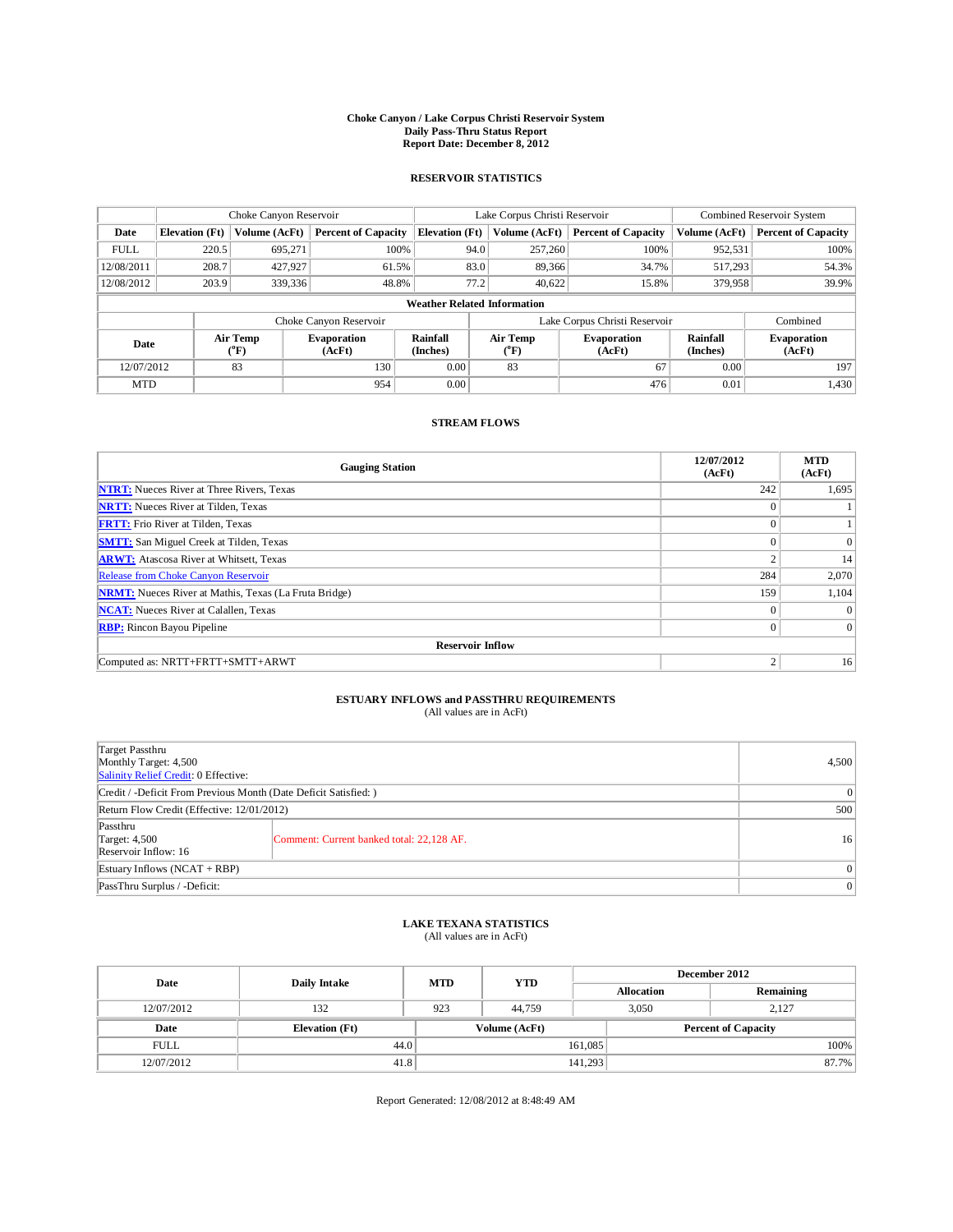# Choke Canyon / Lake Corpus Christi Reservoir System
## Daily Pass-Thru Status Report
## Report Date: December 8, 2012

### RESERVOIR STATISTICS

| | Choke Canyon Reservoir | | | Lake Corpus Christi Reservoir | | | Combined Reservoir System | |
|---|---|---|---|---|---|---|---|---|
| Date | Elevation (Ft) | Volume (AcFt) | Percent of Capacity | Elevation (Ft) | Volume (AcFt) | Percent of Capacity | Volume (AcFt) | Percent of Capacity |
| FULL | 220.5 | 695,271 | 100% | 94.0 | 257,260 | 100% | 952,531 | 100% |
| 12/08/2011 | 208.7 | 427,927 | 61.5% | 83.0 | 89,366 | 34.7% | 517,293 | 54.3% |
| 12/08/2012 | 203.9 | 339,336 | 48.8% | 77.2 | 40,622 | 15.8% | 379,958 | 39.9% |

**Weather Related Information**

| | Choke Canyon Reservoir | | | Lake Corpus Christi Reservoir | | | Combined |
|---|---|---|---|---|---|---|---|
| Date | Air Temp (°F) | Evaporation (AcFt) | Rainfall (Inches) | Air Temp (°F) | Evaporation (AcFt) | Rainfall (Inches) | Evaporation (AcFt) |
| 12/07/2012 | 83 | 130 | 0.00 | 83 | 67 | 0.00 | 197 |
| MTD | | 954 | 0.00 | | 476 | 0.01 | 1,430 |

### STREAM FLOWS

| Gauging Station | 12/07/2012 (AcFt) | MTD (AcFt) |
|---|---|---|
| NTRT: Nueces River at Three Rivers, Texas | 242 | 1,695 |
| NRTT: Nueces River at Tilden, Texas | 0 | 1 |
| FRTT: Frio River at Tilden, Texas | 0 | 1 |
| SMTT: San Miguel Creek at Tilden, Texas | 0 | 0 |
| ARWT: Atascosa River at Whitsett, Texas | 2 | 14 |
| Release from Choke Canyon Reservoir | 284 | 2,070 |
| NRMT: Nueces River at Mathis, Texas (La Fruta Bridge) | 159 | 1,104 |
| NCAT: Nueces River at Calallen, Texas | 0 | 0 |
| RBP: Rincon Bayou Pipeline | 0 | 0 |
| **Reservoir Inflow** | | |
| Computed as: NRTT+FRTT+SMTT+ARWT | 2 | 16 |

### ESTUARY INFLOWS and PASSTHRU REQUIREMENTS
(All values are in AcFt)

| | | |
|---|---|---|
| Target Passthru<br>Monthly Target: 4,500<br>Salinity Relief Credit: 0 Effective: | | 4,500 |
| Credit / -Deficit From Previous Month (Date Deficit Satisfied: ) | | 0 |
| Return Flow Credit (Effective: 12/01/2012) | | 500 |
| Passthru<br>Target: 4,500<br>Reservoir Inflow: 16 | Comment: Current banked total: 22,128 AF. | 16 |
| Estuary Inflows (NCAT + RBP) | | 0 |
| PassThru Surplus / -Deficit: | | 0 |

### LAKE TEXANA STATISTICS
(All values are in AcFt)

| Date | Daily Intake | MTD | YTD | December 2012 Allocation | December 2012 Remaining |
|---|---|---|---|---|---|
| 12/07/2012 | 132 | 923 | 44,759 | 3,050 | 2,127 |

| Date | Elevation (Ft) | Volume (AcFt) | Percent of Capacity |
|---|---|---|---|
| FULL | 44.0 | 161,085 | 100% |
| 12/07/2012 | 41.8 | 141,293 | 87.7% |

Report Generated: 12/08/2012 at 8:48:49 AM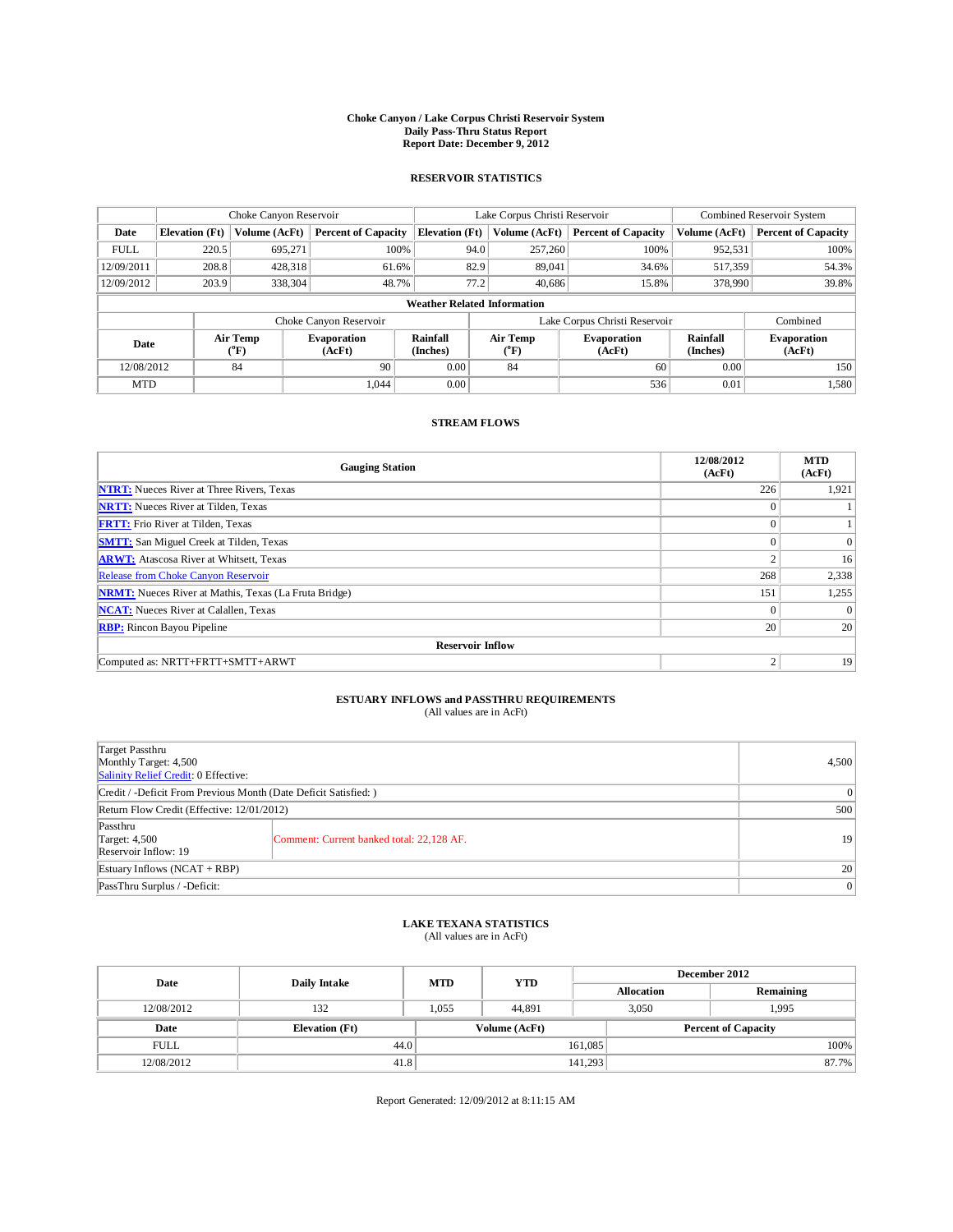# Choke Canyon / Lake Corpus Christi Reservoir System
## Daily Pass-Thru Status Report
## Report Date: December 9, 2012

### RESERVOIR STATISTICS

| | Choke Canyon Reservoir | | | Lake Corpus Christi Reservoir | | | Combined Reservoir System | |
|---|---|---|---|---|---|---|---|---|
| Date | Elevation (Ft) | Volume (AcFt) | Percent of Capacity | Elevation (Ft) | Volume (AcFt) | Percent of Capacity | Volume (AcFt) | Percent of Capacity |
| FULL | 220.5 | 695,271 | 100% | 94.0 | 257,260 | 100% | 952,531 | 100% |
| 12/09/2011 | 208.8 | 428,318 | 61.6% | 82.9 | 89,041 | 34.6% | 517,359 | 54.3% |
| 12/09/2012 | 203.9 | 338,304 | 48.7% | 77.2 | 40,686 | 15.8% | 378,990 | 39.8% |

**Weather Related Information**

| | Choke Canyon Reservoir | | | Lake Corpus Christi Reservoir | | | Combined |
|---|---|---|---|---|---|---|---|
| Date | Air Temp (°F) | Evaporation (AcFt) | Rainfall (Inches) | Air Temp (°F) | Evaporation (AcFt) | Rainfall (Inches) | Evaporation (AcFt) |
| 12/08/2012 | 84 | 90 | 0.00 | 84 | 60 | 0.00 | 150 |
| MTD | | 1,044 | 0.00 | | 536 | 0.01 | 1,580 |

### STREAM FLOWS

| Gauging Station | 12/08/2012 (AcFt) | MTD (AcFt) |
|---|---|---|
| NTRT: Nueces River at Three Rivers, Texas | 226 | 1,921 |
| NRTT: Nueces River at Tilden, Texas | 0 | 1 |
| FRTT: Frio River at Tilden, Texas | 0 | 1 |
| SMTT: San Miguel Creek at Tilden, Texas | 0 | 0 |
| ARWT: Atascosa River at Whitsett, Texas | 2 | 16 |
| Release from Choke Canyon Reservoir | 268 | 2,338 |
| NRMT: Nueces River at Mathis, Texas (La Fruta Bridge) | 151 | 1,255 |
| NCAT: Nueces River at Calallen, Texas | 0 | 0 |
| RBP: Rincon Bayou Pipeline | 20 | 20 |
| **Reservoir Inflow** | | |
| Computed as: NRTT+FRTT+SMTT+ARWT | 2 | 19 |

### ESTUARY INFLOWS and PASSTHRU REQUIREMENTS
(All values are in AcFt)

| | | |
|---|---|---|
| Target Passthru<br>Monthly Target: 4,500<br>Salinity Relief Credit: 0 Effective: | | 4,500 |
| Credit / -Deficit From Previous Month (Date Deficit Satisfied: ) | | 0 |
| Return Flow Credit (Effective: 12/01/2012) | | 500 |
| Passthru<br>Target: 4,500<br>Reservoir Inflow: 19 | Comment: Current banked total: 22,128 AF. | 19 |
| Estuary Inflows (NCAT + RBP) | | 20 |
| PassThru Surplus / -Deficit: | | 0 |

### LAKE TEXANA STATISTICS
(All values are in AcFt)

| Date | Daily Intake | MTD | YTD | December 2012 | |
|---|---|---|---|---|---|
| | | | | Allocation | Remaining |
| 12/08/2012 | 132 | 1,055 | 44,891 | 3,050 | 1,995 |

| Date | Elevation (Ft) | Volume (AcFt) | Percent of Capacity |
|---|---|---|---|
| FULL | 44.0 | 161,085 | 100% |
| 12/08/2012 | 41.8 | 141,293 | 87.7% |

Report Generated: 12/09/2012 at 8:11:15 AM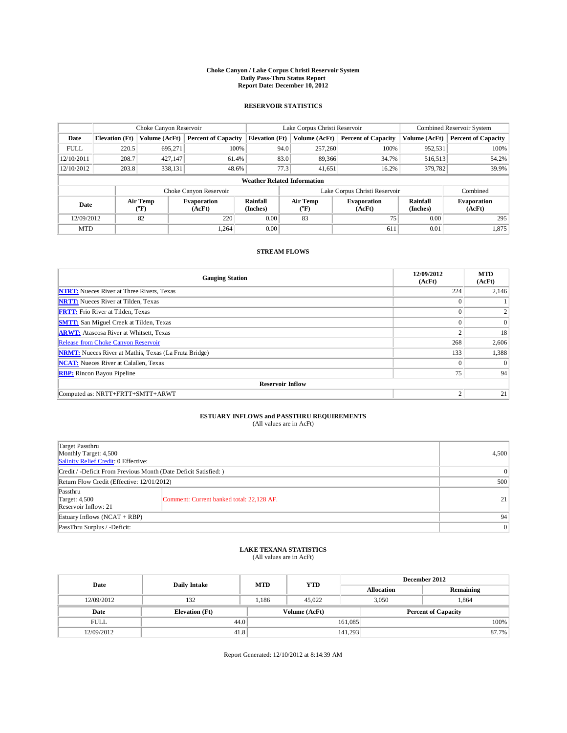# Choke Canyon / Lake Corpus Christi Reservoir System
## Daily Pass-Thru Status Report
## Report Date: December 10, 2012

### RESERVOIR STATISTICS

| | Choke Canyon Reservoir | | | Lake Corpus Christi Reservoir | | | Combined Reservoir System | |
|---|---|---|---|---|---|---|---|---|
| Date | Elevation (Ft) | Volume (AcFt) | Percent of Capacity | Elevation (Ft) | Volume (AcFt) | Percent of Capacity | Volume (AcFt) | Percent of Capacity |
| FULL | 220.5 | 695,271 | 100% | 94.0 | 257,260 | 100% | 952,531 | 100% |
| 12/10/2011 | 208.7 | 427,147 | 61.4% | 83.0 | 89,366 | 34.7% | 516,513 | 54.2% |
| 12/10/2012 | 203.8 | 338,131 | 48.6% | 77.3 | 41,651 | 16.2% | 379,782 | 39.9% |

**Weather Related Information**

| | Choke Canyon Reservoir | | | Lake Corpus Christi Reservoir | | | Combined |
|---|---|---|---|---|---|---|---|
| Date | Air Temp (°F) | Evaporation (AcFt) | Rainfall (Inches) | Air Temp (°F) | Evaporation (AcFt) | Rainfall (Inches) | Evaporation (AcFt) |
| 12/09/2012 | 82 | 220 | 0.00 | 83 | 75 | 0.00 | 295 |
| MTD | | 1,264 | 0.00 | | 611 | 0.01 | 1,875 |

### STREAM FLOWS

| Gauging Station | 12/09/2012 (AcFt) | MTD (AcFt) |
|---|---|---|
| NTRT: Nueces River at Three Rivers, Texas | 224 | 2,146 |
| NRTT: Nueces River at Tilden, Texas | 0 | 1 |
| FRTT: Frio River at Tilden, Texas | 0 | 2 |
| SMTT: San Miguel Creek at Tilden, Texas | 0 | 0 |
| ARWT: Atascosa River at Whitsett, Texas | 2 | 18 |
| Release from Choke Canyon Reservoir | 268 | 2,606 |
| NRMT: Nueces River at Mathis, Texas (La Fruta Bridge) | 133 | 1,388 |
| NCAT: Nueces River at Calallen, Texas | 0 | 0 |
| RBP: Rincon Bayou Pipeline | 75 | 94 |
| **Reservoir Inflow** | | |
| Computed as: NRTT+FRTT+SMTT+ARWT | 2 | 21 |

### ESTUARY INFLOWS and PASSTHRU REQUIREMENTS
(All values are in AcFt)

| | | |
|---|---|---|
| Target Passthru<br>Monthly Target: 4,500<br>Salinity Relief Credit: 0 Effective: | | 4,500 |
| Credit / -Deficit From Previous Month (Date Deficit Satisfied: ) | | 0 |
| Return Flow Credit (Effective: 12/01/2012) | | 500 |
| Passthru<br>Target: 4,500<br>Reservoir Inflow: 21 | Comment: Current banked total: 22,128 AF. | 21 |
| Estuary Inflows (NCAT + RBP) | | 94 |
| PassThru Surplus / -Deficit: | | 0 |

### LAKE TEXANA STATISTICS
(All values are in AcFt)

| Date | Daily Intake | MTD | YTD | December 2012 | |
|---|---|---|---|---|---|
| | | | | Allocation | Remaining |
| 12/09/2012 | 132 | 1,186 | 45,022 | 3,050 | 1,864 |

| Date | Elevation (Ft) | Volume (AcFt) | Percent of Capacity |
|---|---|---|---|
| FULL | 44.0 | 161,085 | 100% |
| 12/09/2012 | 41.8 | 141,293 | 87.7% |

Report Generated: 12/10/2012 at 8:14:39 AM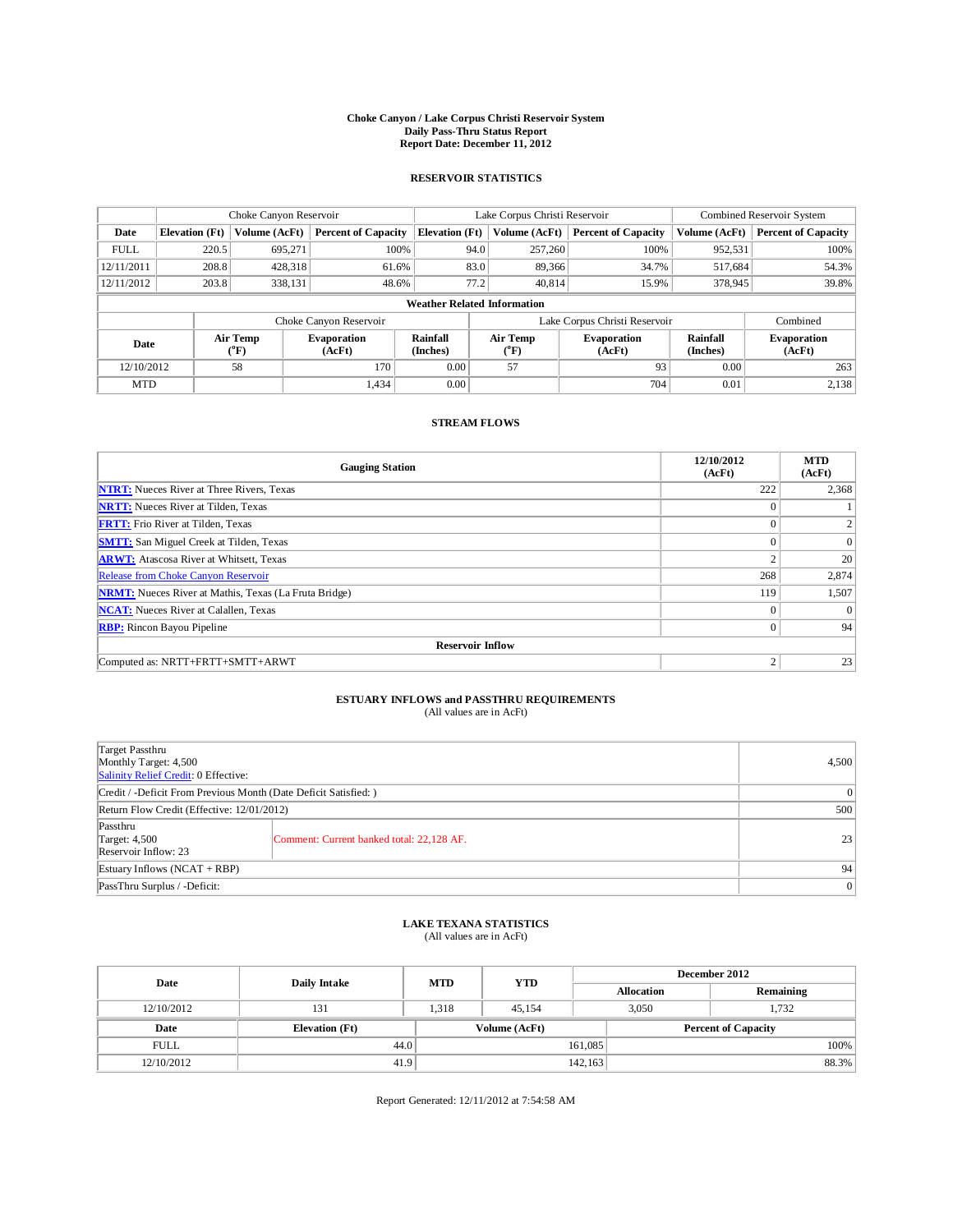**Choke Canyon / Lake Corpus Christi Reservoir System**
**Daily Pass-Thru Status Report**
**Report Date: December 11, 2012**

## RESERVOIR STATISTICS

| | Choke Canyon Reservoir | | | Lake Corpus Christi Reservoir | | | Combined Reservoir System | |
|---|---|---|---|---|---|---|---|---|
| Date | Elevation (Ft) | Volume (AcFt) | Percent of Capacity | Elevation (Ft) | Volume (AcFt) | Percent of Capacity | Volume (AcFt) | Percent of Capacity |
| FULL | 220.5 | 695,271 | 100% | 94.0 | 257,260 | 100% | 952,531 | 100% |
| 12/11/2011 | 208.8 | 428,318 | 61.6% | 83.0 | 89,366 | 34.7% | 517,684 | 54.3% |
| 12/11/2012 | 203.8 | 338,131 | 48.6% | 77.2 | 40,814 | 15.9% | 378,945 | 39.8% |

**Weather Related Information**

| | Choke Canyon Reservoir | | | Lake Corpus Christi Reservoir | | | Combined |
|---|---|---|---|---|---|---|---|
| Date | Air Temp (°F) | Evaporation (AcFt) | Rainfall (Inches) | Air Temp (°F) | Evaporation (AcFt) | Rainfall (Inches) | Evaporation (AcFt) |
| 12/10/2012 | 58 | 170 | 0.00 | 57 | 93 | 0.00 | 263 |
| MTD | | 1,434 | 0.00 | | 704 | 0.01 | 2,138 |

## STREAM FLOWS

| Gauging Station | 12/10/2012 (AcFt) | MTD (AcFt) |
|---|---|---|
| NTRT: Nueces River at Three Rivers, Texas | 222 | 2,368 |
| NRTT: Nueces River at Tilden, Texas | 0 | 1 |
| FRTT: Frio River at Tilden, Texas | 0 | 2 |
| SMTT: San Miguel Creek at Tilden, Texas | 0 | 0 |
| ARWT: Atascosa River at Whitsett, Texas | 2 | 20 |
| Release from Choke Canyon Reservoir | 268 | 2,874 |
| NRMT: Nueces River at Mathis, Texas (La Fruta Bridge) | 119 | 1,507 |
| NCAT: Nueces River at Calallen, Texas | 0 | 0 |
| RBP: Rincon Bayou Pipeline | 0 | 94 |
| **Reservoir Inflow** | | |
| Computed as: NRTT+FRTT+SMTT+ARWT | 2 | 23 |

## ESTUARY INFLOWS and PASSTHRU REQUIREMENTS
(All values are in AcFt)

| | | |
|---|---|---|
| Target Passthru<br>Monthly Target: 4,500<br>Salinity Relief Credit: 0 Effective: | | 4,500 |
| Credit / -Deficit From Previous Month (Date Deficit Satisfied: ) | | 0 |
| Return Flow Credit (Effective: 12/01/2012) | | 500 |
| Passthru<br>Target: 4,500<br>Reservoir Inflow: 23 | Comment: Current banked total: 22,128 AF. | 23 |
| Estuary Inflows (NCAT + RBP) | | 94 |
| PassThru Surplus / -Deficit: | | 0 |

## LAKE TEXANA STATISTICS
(All values are in AcFt)

| Date | Daily Intake | MTD | YTD | December 2012 | |
|---|---|---|---|---|---|
| | | | | Allocation | Remaining |
| 12/10/2012 | 131 | 1,318 | 45,154 | 3,050 | 1,732 |

| Date | Elevation (Ft) | Volume (AcFt) | Percent of Capacity |
|---|---|---|---|
| FULL | 44.0 | 161,085 | 100% |
| 12/10/2012 | 41.9 | 142,163 | 88.3% |

Report Generated: 12/11/2012 at 7:54:58 AM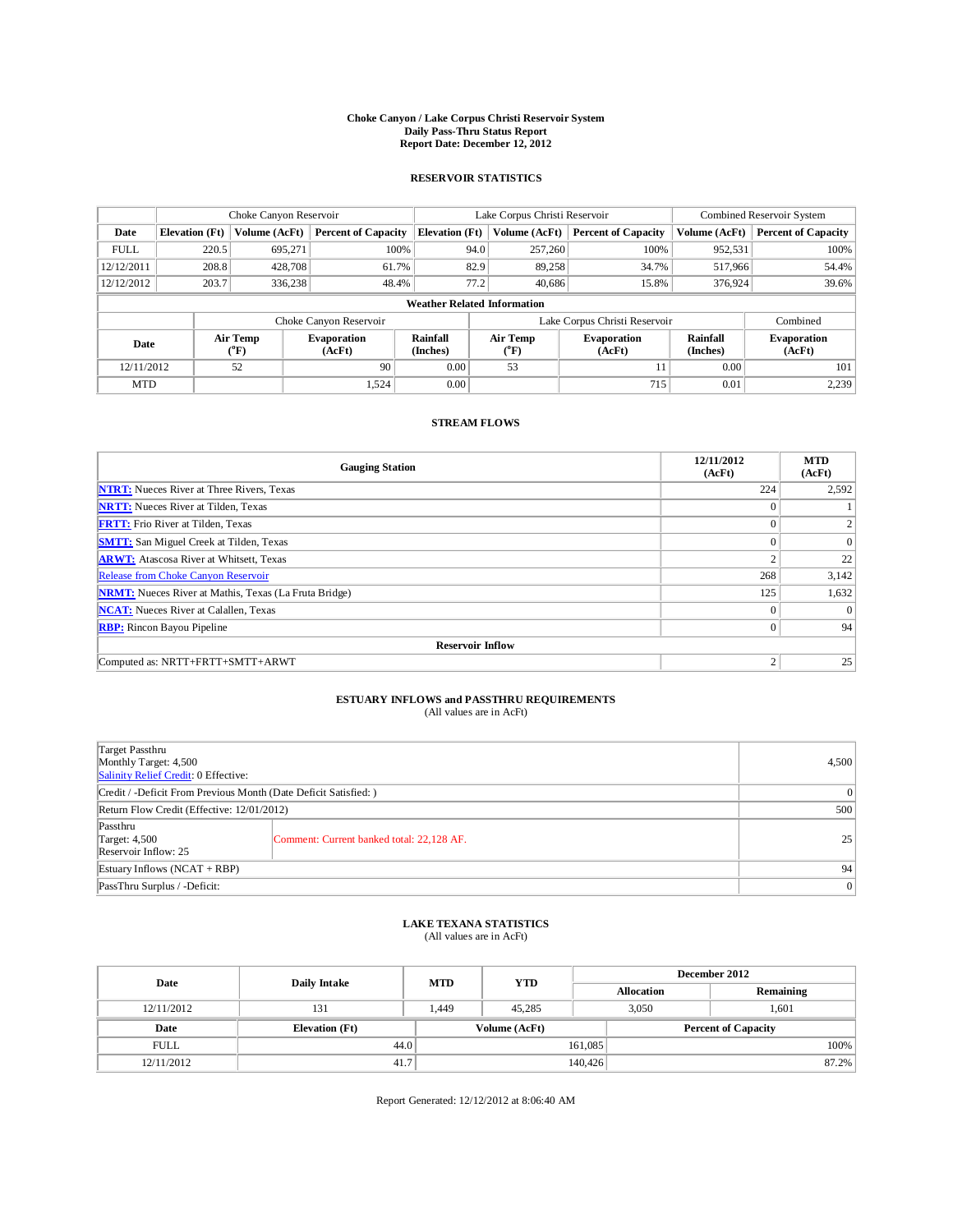# Choke Canyon / Lake Corpus Christi Reservoir System
## Daily Pass-Thru Status Report
## Report Date: December 12, 2012

### RESERVOIR STATISTICS

| | Choke Canyon Reservoir | | | Lake Corpus Christi Reservoir | | | Combined Reservoir System | |
|---|---|---|---|---|---|---|---|---|
| Date | Elevation (Ft) | Volume (AcFt) | Percent of Capacity | Elevation (Ft) | Volume (AcFt) | Percent of Capacity | Volume (AcFt) | Percent of Capacity |
| FULL | 220.5 | 695,271 | 100% | 94.0 | 257,260 | 100% | 952,531 | 100% |
| 12/12/2011 | 208.8 | 428,708 | 61.7% | 82.9 | 89,258 | 34.7% | 517,966 | 54.4% |
| 12/12/2012 | 203.7 | 336,238 | 48.4% | 77.2 | 40,686 | 15.8% | 376,924 | 39.6% |

**Weather Related Information**

| | Choke Canyon Reservoir | | | Lake Corpus Christi Reservoir | | | Combined |
|---|---|---|---|---|---|---|---|
| Date | Air Temp (°F) | Evaporation (AcFt) | Rainfall (Inches) | Air Temp (°F) | Evaporation (AcFt) | Rainfall (Inches) | Evaporation (AcFt) |
| 12/11/2012 | 52 | 90 | 0.00 | 53 | 11 | 0.00 | 101 |
| MTD | | 1,524 | 0.00 | | 715 | 0.01 | 2,239 |

### STREAM FLOWS

| Gauging Station | 12/11/2012 (AcFt) | MTD (AcFt) |
|---|---|---|
| NTRT: Nueces River at Three Rivers, Texas | 224 | 2,592 |
| NRTT: Nueces River at Tilden, Texas | 0 | 1 |
| FRTT: Frio River at Tilden, Texas | 0 | 2 |
| SMTT: San Miguel Creek at Tilden, Texas | 0 | 0 |
| ARWT: Atascosa River at Whitsett, Texas | 2 | 22 |
| Release from Choke Canyon Reservoir | 268 | 3,142 |
| NRMT: Nueces River at Mathis, Texas (La Fruta Bridge) | 125 | 1,632 |
| NCAT: Nueces River at Calallen, Texas | 0 | 0 |
| RBP: Rincon Bayou Pipeline | 0 | 94 |
| **Reservoir Inflow** | | |
| Computed as: NRTT+FRTT+SMTT+ARWT | 2 | 25 |

### ESTUARY INFLOWS and PASSTHRU REQUIREMENTS
(All values are in AcFt)

| | | |
|---|---|---|
| Target Passthru<br>Monthly Target: 4,500<br>Salinity Relief Credit: 0 Effective: | | 4,500 |
| Credit / -Deficit From Previous Month (Date Deficit Satisfied: ) | | 0 |
| Return Flow Credit (Effective: 12/01/2012) | | 500 |
| Passthru<br>Target: 4,500<br>Reservoir Inflow: 25 | Comment: Current banked total: 22,128 AF. | 25 |
| Estuary Inflows (NCAT + RBP) | | 94 |
| PassThru Surplus / -Deficit: | | 0 |

### LAKE TEXANA STATISTICS
(All values are in AcFt)

| Date | Daily Intake | MTD | YTD | December 2012 Allocation | December 2012 Remaining |
|---|---|---|---|---|---|
| 12/11/2012 | 131 | 1,449 | 45,285 | 3,050 | 1,601 |

| Date | Elevation (Ft) | Volume (AcFt) | Percent of Capacity |
|---|---|---|---|
| FULL | 44.0 | 161,085 | 100% |
| 12/11/2012 | 41.7 | 140,426 | 87.2% |

Report Generated: 12/12/2012 at 8:06:40 AM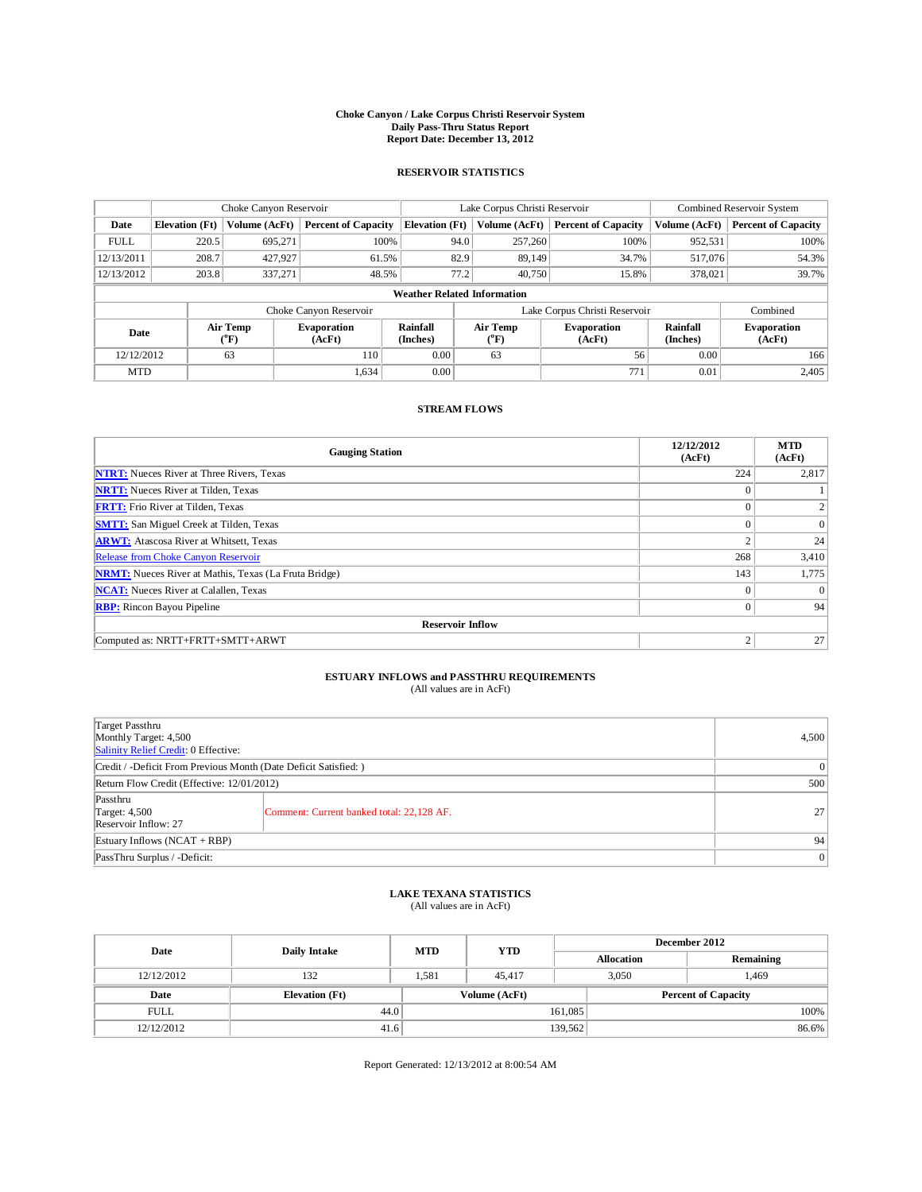**Choke Canyon / Lake Corpus Christi Reservoir System**
**Daily Pass-Thru Status Report**
**Report Date: December 13, 2012**

## RESERVOIR STATISTICS

| | Choke Canyon Reservoir | | | Lake Corpus Christi Reservoir | | | Combined Reservoir System | |
|---|---|---|---|---|---|---|---|---|
| **Date** | **Elevation (Ft)** | **Volume (AcFt)** | **Percent of Capacity** | **Elevation (Ft)** | **Volume (AcFt)** | **Percent of Capacity** | **Volume (AcFt)** | **Percent of Capacity** |
| FULL | 220.5 | 695,271 | 100% | 94.0 | 257,260 | 100% | 952,531 | 100% |
| 12/13/2011 | 208.7 | 427,927 | 61.5% | 82.9 | 89,149 | 34.7% | 517,076 | 54.3% |
| 12/13/2012 | 203.8 | 337,271 | 48.5% | 77.2 | 40,750 | 15.8% | 378,021 | 39.7% |

**Weather Related Information**

| | Choke Canyon Reservoir | | | Lake Corpus Christi Reservoir | | | Combined |
|---|---|---|---|---|---|---|---|
| **Date** | **Air Temp (°F)** | **Evaporation (AcFt)** | **Rainfall (Inches)** | **Air Temp (°F)** | **Evaporation (AcFt)** | **Rainfall (Inches)** | **Evaporation (AcFt)** |
| 12/12/2012 | 63 | 110 | 0.00 | 63 | 56 | 0.00 | 166 |
| MTD | | 1,634 | 0.00 | | 771 | 0.01 | 2,405 |

## STREAM FLOWS

| Gauging Station | 12/12/2012 (AcFt) | MTD (AcFt) |
|---|---|---|
| **NTRT:** Nueces River at Three Rivers, Texas | 224 | 2,817 |
| **NRTT:** Nueces River at Tilden, Texas | 0 | 1 |
| **FRTT:** Frio River at Tilden, Texas | 0 | 2 |
| **SMTT:** San Miguel Creek at Tilden, Texas | 0 | 0 |
| **ARWT:** Atascosa River at Whitsett, Texas | 2 | 24 |
| Release from Choke Canyon Reservoir | 268 | 3,410 |
| **NRMT:** Nueces River at Mathis, Texas (La Fruta Bridge) | 143 | 1,775 |
| **NCAT:** Nueces River at Calallen, Texas | 0 | 0 |
| **RBP:** Rincon Bayou Pipeline | 0 | 94 |
| **Reservoir Inflow** | | |
| Computed as: NRTT+FRTT+SMTT+ARWT | 2 | 27 |

## ESTUARY INFLOWS and PASSTHRU REQUIREMENTS

(All values are in AcFt)

| | | |
|---|---|---|
| Target Passthru<br>Monthly Target: 4,500<br>Salinity Relief Credit: 0 Effective: | | 4,500 |
| Credit / -Deficit From Previous Month (Date Deficit Satisfied: ) | | 0 |
| Return Flow Credit (Effective: 12/01/2012) | | 500 |
| Passthru<br>Target: 4,500<br>Reservoir Inflow: 27 | Comment: Current banked total: 22,128 AF. | 27 |
| Estuary Inflows (NCAT + RBP) | | 94 |
| PassThru Surplus / -Deficit: | | 0 |

## LAKE TEXANA STATISTICS

(All values are in AcFt)

| Date | Daily Intake | MTD | YTD | December 2012 | |
|---|---|---|---|---|---|
| | | | | **Allocation** | **Remaining** |
| 12/12/2012 | 132 | 1,581 | 45,417 | 3,050 | 1,469 |

| Date | Elevation (Ft) | Volume (AcFt) | Percent of Capacity |
|---|---|---|---|
| FULL | 44.0 | 161,085 | 100% |
| 12/12/2012 | 41.6 | 139,562 | 86.6% |

Report Generated: 12/13/2012 at 8:00:54 AM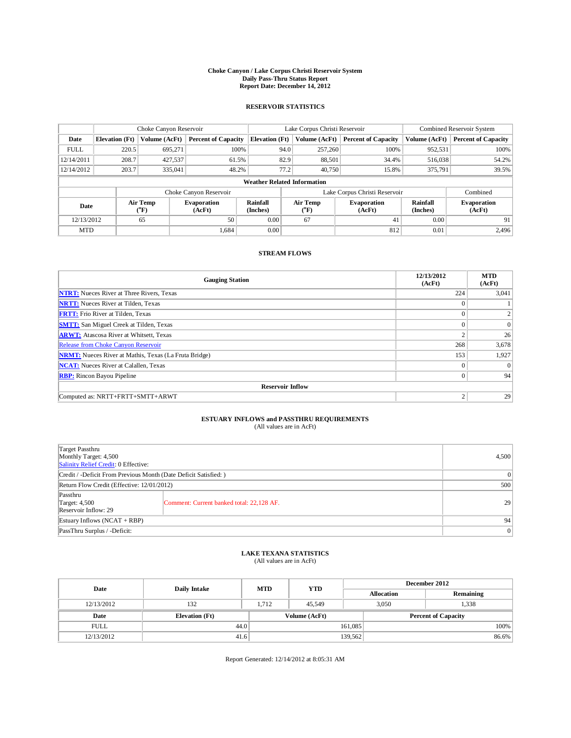# Choke Canyon / Lake Corpus Christi Reservoir System
## Daily Pass-Thru Status Report
## Report Date: December 14, 2012

### RESERVOIR STATISTICS

| | Choke Canyon Reservoir | | | Lake Corpus Christi Reservoir | | | Combined Reservoir System | |
|---|---|---|---|---|---|---|---|---|
| Date | Elevation (Ft) | Volume (AcFt) | Percent of Capacity | Elevation (Ft) | Volume (AcFt) | Percent of Capacity | Volume (AcFt) | Percent of Capacity |
| FULL | 220.5 | 695,271 | 100% | 94.0 | 257,260 | 100% | 952,531 | 100% |
| 12/14/2011 | 208.7 | 427,537 | 61.5% | 82.9 | 88,501 | 34.4% | 516,038 | 54.2% |
| 12/14/2012 | 203.7 | 335,041 | 48.2% | 77.2 | 40,750 | 15.8% | 375,791 | 39.5% |

**Weather Related Information**

| | Choke Canyon Reservoir | | | Lake Corpus Christi Reservoir | | | Combined |
|---|---|---|---|---|---|---|---|
| Date | Air Temp (°F) | Evaporation (AcFt) | Rainfall (Inches) | Air Temp (°F) | Evaporation (AcFt) | Rainfall (Inches) | Evaporation (AcFt) |
| 12/13/2012 | 65 | 50 | 0.00 | 67 | 41 | 0.00 | 91 |
| MTD | | 1,684 | 0.00 | | 812 | 0.01 | 2,496 |

### STREAM FLOWS

| Gauging Station | 12/13/2012 (AcFt) | MTD (AcFt) |
|---|---|---|
| NTRT: Nueces River at Three Rivers, Texas | 224 | 3,041 |
| NRTT: Nueces River at Tilden, Texas | 0 | 1 |
| FRTT: Frio River at Tilden, Texas | 0 | 2 |
| SMTT: San Miguel Creek at Tilden, Texas | 0 | 0 |
| ARWT: Atascosa River at Whitsett, Texas | 2 | 26 |
| Release from Choke Canyon Reservoir | 268 | 3,678 |
| NRMT: Nueces River at Mathis, Texas (La Fruta Bridge) | 153 | 1,927 |
| NCAT: Nueces River at Calallen, Texas | 0 | 0 |
| RBP: Rincon Bayou Pipeline | 0 | 94 |
| **Reservoir Inflow** | | |
| Computed as: NRTT+FRTT+SMTT+ARWT | 2 | 29 |

### ESTUARY INFLOWS and PASSTHRU REQUIREMENTS
(All values are in AcFt)

| | | |
|---|---|---|
| Target Passthru<br>Monthly Target: 4,500<br>Salinity Relief Credit: 0 Effective: | | 4,500 |
| Credit / -Deficit From Previous Month (Date Deficit Satisfied: ) | | 0 |
| Return Flow Credit (Effective: 12/01/2012) | | 500 |
| Passthru<br>Target: 4,500<br>Reservoir Inflow: 29 | Comment: Current banked total: 22,128 AF. | 29 |
| Estuary Inflows (NCAT + RBP) | | 94 |
| PassThru Surplus / -Deficit: | | 0 |

### LAKE TEXANA STATISTICS
(All values are in AcFt)

| Date | Daily Intake | MTD | YTD | December 2012 | |
|---|---|---|---|---|---|
| | | | | Allocation | Remaining |
| 12/13/2012 | 132 | 1,712 | 45,549 | 3,050 | 1,338 |

| Date | Elevation (Ft) | Volume (AcFt) | Percent of Capacity |
|---|---|---|---|
| FULL | 44.0 | 161,085 | 100% |
| 12/13/2012 | 41.6 | 139,562 | 86.6% |

Report Generated: 12/14/2012 at 8:05:31 AM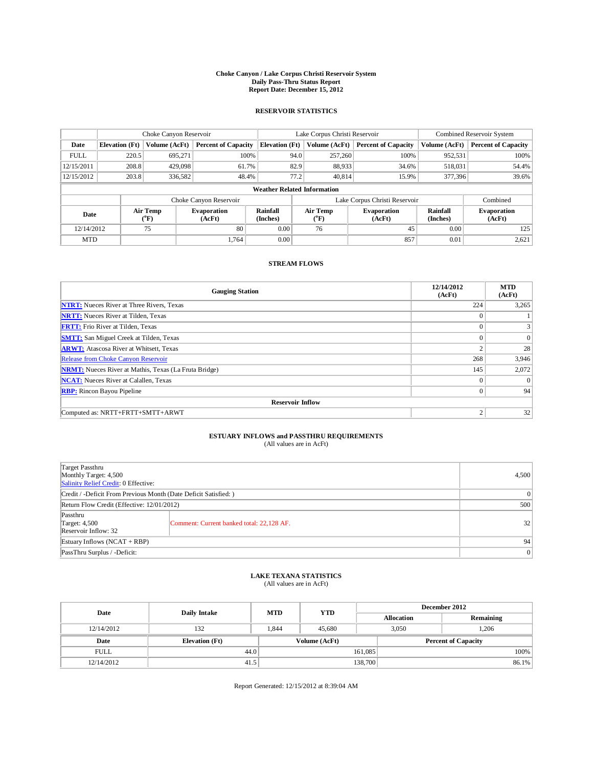**Choke Canyon / Lake Corpus Christi Reservoir System**
**Daily Pass-Thru Status Report**
**Report Date: December 15, 2012**

## RESERVOIR STATISTICS

| | Choke Canyon Reservoir | | | Lake Corpus Christi Reservoir | | | Combined Reservoir System | |
|---|---|---|---|---|---|---|---|---|
| **Date** | **Elevation (Ft)** | **Volume (AcFt)** | **Percent of Capacity** | **Elevation (Ft)** | **Volume (AcFt)** | **Percent of Capacity** | **Volume (AcFt)** | **Percent of Capacity** |
| FULL | 220.5 | 695,271 | 100% | 94.0 | 257,260 | 100% | 952,531 | 100% |
| 12/15/2011 | 208.8 | 429,098 | 61.7% | 82.9 | 88,933 | 34.6% | 518,031 | 54.4% |
| 12/15/2012 | 203.8 | 336,582 | 48.4% | 77.2 | 40,814 | 15.9% | 377,396 | 39.6% |

**Weather Related Information**

| | Choke Canyon Reservoir | | | Lake Corpus Christi Reservoir | | | Combined |
|---|---|---|---|---|---|---|---|
| **Date** | **Air Temp (°F)** | **Evaporation (AcFt)** | **Rainfall (Inches)** | **Air Temp (°F)** | **Evaporation (AcFt)** | **Rainfall (Inches)** | **Evaporation (AcFt)** |
| 12/14/2012 | 75 | 80 | 0.00 | 76 | 45 | 0.00 | 125 |
| MTD | | 1,764 | 0.00 | | 857 | 0.01 | 2,621 |

## STREAM FLOWS

| Gauging Station | 12/14/2012 (AcFt) | MTD (AcFt) |
|---|---|---|
| **NTRT:** Nueces River at Three Rivers, Texas | 224 | 3,265 |
| **NRTT:** Nueces River at Tilden, Texas | 0 | 1 |
| **FRTT:** Frio River at Tilden, Texas | 0 | 3 |
| **SMTT:** San Miguel Creek at Tilden, Texas | 0 | 0 |
| **ARWT:** Atascosa River at Whitsett, Texas | 2 | 28 |
| Release from Choke Canyon Reservoir | 268 | 3,946 |
| **NRMT:** Nueces River at Mathis, Texas (La Fruta Bridge) | 145 | 2,072 |
| **NCAT:** Nueces River at Calallen, Texas | 0 | 0 |
| **RBP:** Rincon Bayou Pipeline | 0 | 94 |
| **Reservoir Inflow** | | |
| Computed as: NRTT+FRTT+SMTT+ARWT | 2 | 32 |

## ESTUARY INFLOWS and PASSTHRU REQUIREMENTS

(All values are in AcFt)

| | | |
|---|---|---|
| Target Passthru<br>Monthly Target: 4,500<br>Salinity Relief Credit: 0 Effective: | | 4,500 |
| Credit / -Deficit From Previous Month (Date Deficit Satisfied: ) | | 0 |
| Return Flow Credit (Effective: 12/01/2012) | | 500 |
| Passthru<br>Target: 4,500<br>Reservoir Inflow: 32 | Comment: Current banked total: 22,128 AF. | 32 |
| Estuary Inflows (NCAT + RBP) | | 94 |
| PassThru Surplus / -Deficit: | | 0 |

## LAKE TEXANA STATISTICS

(All values are in AcFt)

| Date | Daily Intake | MTD | YTD | December 2012 Allocation | December 2012 Remaining |
|---|---|---|---|---|---|
| 12/14/2012 | 132 | 1,844 | 45,680 | 3,050 | 1,206 |

| Date | Elevation (Ft) | Volume (AcFt) | Percent of Capacity |
|---|---|---|---|
| FULL | 44.0 | 161,085 | 100% |
| 12/14/2012 | 41.5 | 138,700 | 86.1% |

Report Generated: 12/15/2012 at 8:39:04 AM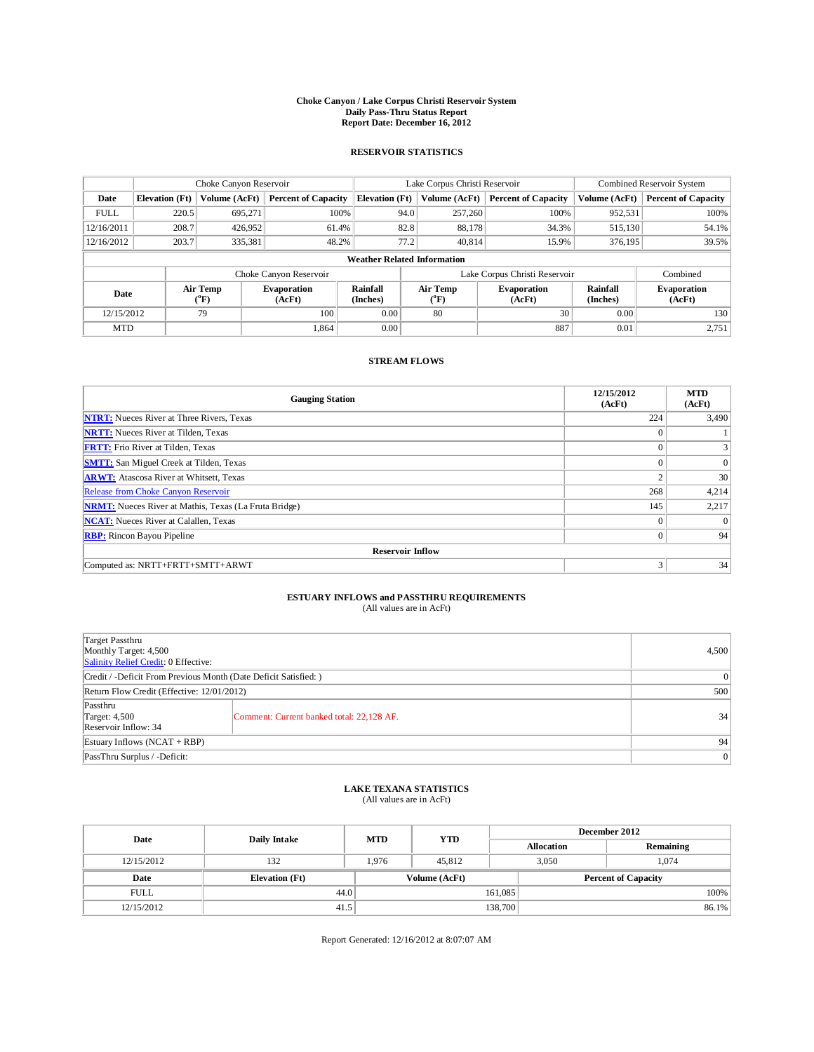# Choke Canyon / Lake Corpus Christi Reservoir System
## Daily Pass-Thru Status Report
## Report Date: December 16, 2012

### RESERVOIR STATISTICS

| | Choke Canyon Reservoir | | | Lake Corpus Christi Reservoir | | | Combined Reservoir System | |
|---|---|---|---|---|---|---|---|---|
| Date | Elevation (Ft) | Volume (AcFt) | Percent of Capacity | Elevation (Ft) | Volume (AcFt) | Percent of Capacity | Volume (AcFt) | Percent of Capacity |
| FULL | 220.5 | 695,271 | 100% | 94.0 | 257,260 | 100% | 952,531 | 100% |
| 12/16/2011 | 208.7 | 426,952 | 61.4% | 82.8 | 88,178 | 34.3% | 515,130 | 54.1% |
| 12/16/2012 | 203.7 | 335,381 | 48.2% | 77.2 | 40,814 | 15.9% | 376,195 | 39.5% |

**Weather Related Information**

| | Choke Canyon Reservoir | | | Lake Corpus Christi Reservoir | | | Combined |
|---|---|---|---|---|---|---|---|
| Date | Air Temp (°F) | Evaporation (AcFt) | Rainfall (Inches) | Air Temp (°F) | Evaporation (AcFt) | Rainfall (Inches) | Evaporation (AcFt) |
| 12/15/2012 | 79 | 100 | 0.00 | 80 | 30 | 0.00 | 130 |
| MTD | | 1,864 | 0.00 | | 887 | 0.01 | 2,751 |

### STREAM FLOWS

| Gauging Station | 12/15/2012 (AcFt) | MTD (AcFt) |
|---|---|---|
| NTRT: Nueces River at Three Rivers, Texas | 224 | 3,490 |
| NRTT: Nueces River at Tilden, Texas | 0 | 1 |
| FRTT: Frio River at Tilden, Texas | 0 | 3 |
| SMTT: San Miguel Creek at Tilden, Texas | 0 | 0 |
| ARWT: Atascosa River at Whitsett, Texas | 2 | 30 |
| Release from Choke Canyon Reservoir | 268 | 4,214 |
| NRMT: Nueces River at Mathis, Texas (La Fruta Bridge) | 145 | 2,217 |
| NCAT: Nueces River at Calallen, Texas | 0 | 0 |
| RBP: Rincon Bayou Pipeline | 0 | 94 |
| **Reservoir Inflow** | | |
| Computed as: NRTT+FRTT+SMTT+ARWT | 3 | 34 |

### ESTUARY INFLOWS and PASSTHRU REQUIREMENTS
(All values are in AcFt)

| | | |
|---|---|---|
| Target Passthru<br>Monthly Target: 4,500<br>Salinity Relief Credit: 0 Effective: | | 4,500 |
| Credit / -Deficit From Previous Month (Date Deficit Satisfied: ) | | 0 |
| Return Flow Credit (Effective: 12/01/2012) | | 500 |
| Passthru<br>Target: 4,500<br>Reservoir Inflow: 34 | Comment: Current banked total: 22,128 AF. | 34 |
| Estuary Inflows (NCAT + RBP) | | 94 |
| PassThru Surplus / -Deficit: | | 0 |

### LAKE TEXANA STATISTICS
(All values are in AcFt)

| Date | Daily Intake | MTD | YTD | December 2012 | |
|---|---|---|---|---|---|
| | | | | Allocation | Remaining |
| 12/15/2012 | 132 | 1,976 | 45,812 | 3,050 | 1,074 |

| Date | Elevation (Ft) | Volume (AcFt) | Percent of Capacity |
|---|---|---|---|
| FULL | 44.0 | 161,085 | 100% |
| 12/15/2012 | 41.5 | 138,700 | 86.1% |

Report Generated: 12/16/2012 at 8:07:07 AM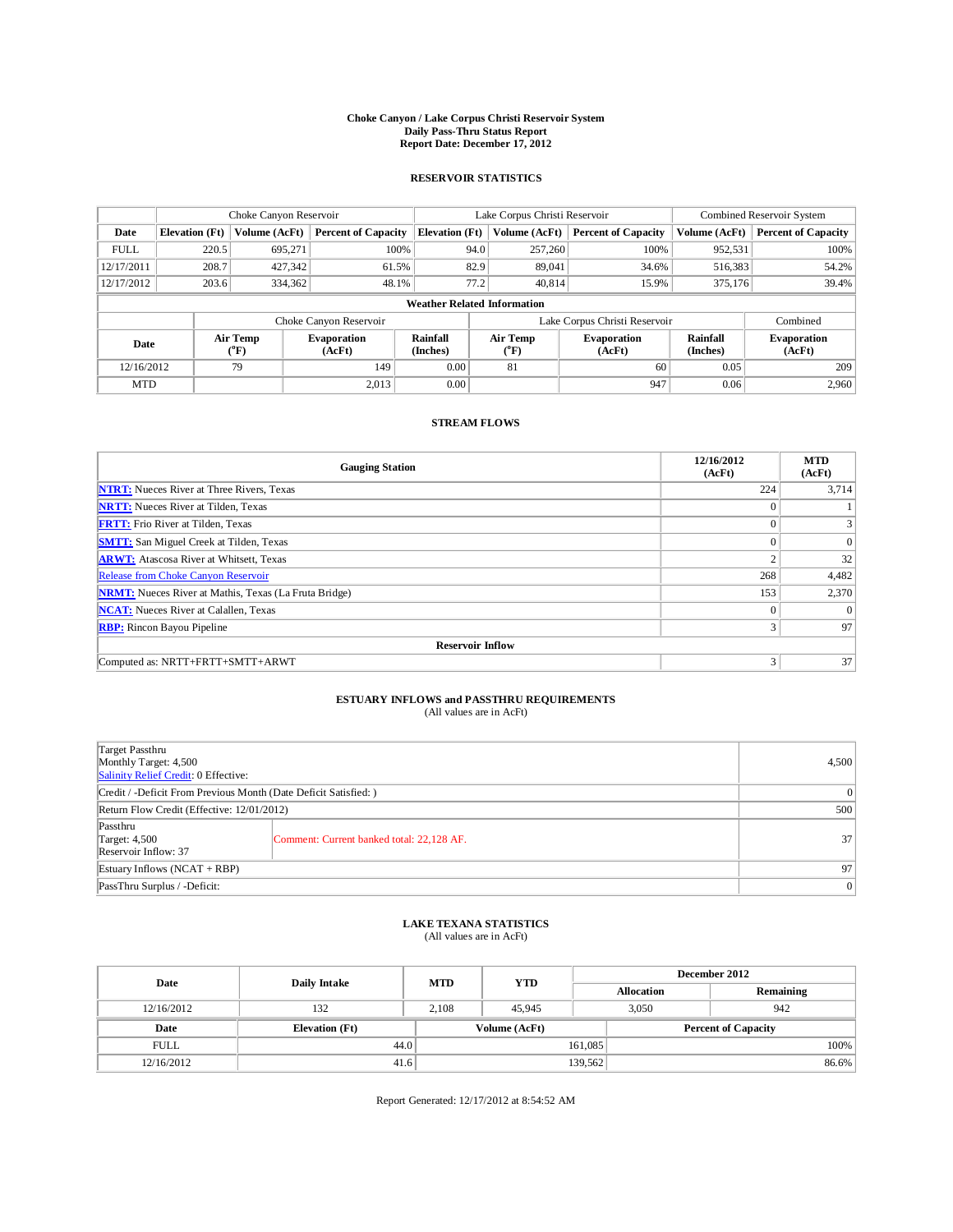**Choke Canyon / Lake Corpus Christi Reservoir System**
**Daily Pass-Thru Status Report**
**Report Date: December 17, 2012**

## RESERVOIR STATISTICS

| | Choke Canyon Reservoir | | | Lake Corpus Christi Reservoir | | | Combined Reservoir System | |
|---|---|---|---|---|---|---|---|---|
| **Date** | **Elevation (Ft)** | **Volume (AcFt)** | **Percent of Capacity** | **Elevation (Ft)** | **Volume (AcFt)** | **Percent of Capacity** | **Volume (AcFt)** | **Percent of Capacity** |
| FULL | 220.5 | 695,271 | 100% | 94.0 | 257,260 | 100% | 952,531 | 100% |
| 12/17/2011 | 208.7 | 427,342 | 61.5% | 82.9 | 89,041 | 34.6% | 516,383 | 54.2% |
| 12/17/2012 | 203.6 | 334,362 | 48.1% | 77.2 | 40,814 | 15.9% | 375,176 | 39.4% |

**Weather Related Information**

| | Choke Canyon Reservoir | | | Lake Corpus Christi Reservoir | | | Combined |
|---|---|---|---|---|---|---|---|
| **Date** | **Air Temp (°F)** | **Evaporation (AcFt)** | **Rainfall (Inches)** | **Air Temp (°F)** | **Evaporation (AcFt)** | **Rainfall (Inches)** | **Evaporation (AcFt)** |
| 12/16/2012 | 79 | 149 | 0.00 | 81 | 60 | 0.05 | 209 |
| MTD | | 2,013 | 0.00 | | 947 | 0.06 | 2,960 |

## STREAM FLOWS

| Gauging Station | 12/16/2012 (AcFt) | MTD (AcFt) |
|---|---|---|
| NTRT: Nueces River at Three Rivers, Texas | 224 | 3,714 |
| NRTT: Nueces River at Tilden, Texas | 0 | 1 |
| FRTT: Frio River at Tilden, Texas | 0 | 3 |
| SMTT: San Miguel Creek at Tilden, Texas | 0 | 0 |
| ARWT: Atascosa River at Whitsett, Texas | 2 | 32 |
| Release from Choke Canyon Reservoir | 268 | 4,482 |
| NRMT: Nueces River at Mathis, Texas (La Fruta Bridge) | 153 | 2,370 |
| NCAT: Nueces River at Calallen, Texas | 0 | 0 |
| RBP: Rincon Bayou Pipeline | 3 | 97 |
| **Reservoir Inflow** | | |
| Computed as: NRTT+FRTT+SMTT+ARWT | 3 | 37 |

## ESTUARY INFLOWS and PASSTHRU REQUIREMENTS

(All values are in AcFt)

| | | |
|---|---|---|
| Target Passthru<br>Monthly Target: 4,500<br>Salinity Relief Credit: 0 Effective: | | 4,500 |
| Credit / -Deficit From Previous Month (Date Deficit Satisfied: ) | | 0 |
| Return Flow Credit (Effective: 12/01/2012) | | 500 |
| Passthru<br>Target: 4,500<br>Reservoir Inflow: 37 | Comment: Current banked total: 22,128 AF. | 37 |
| Estuary Inflows (NCAT + RBP) | | 97 |
| PassThru Surplus / -Deficit: | | 0 |

## LAKE TEXANA STATISTICS

(All values are in AcFt)

| Date | Daily Intake | MTD | YTD | December 2012 | |
|---|---|---|---|---|---|
| | | | | **Allocation** | **Remaining** |
| 12/16/2012 | 132 | 2,108 | 45,945 | 3,050 | 942 |

| Date | Elevation (Ft) | Volume (AcFt) | Percent of Capacity |
|---|---|---|---|
| FULL | 44.0 | 161,085 | 100% |
| 12/16/2012 | 41.6 | 139,562 | 86.6% |

Report Generated: 12/17/2012 at 8:54:52 AM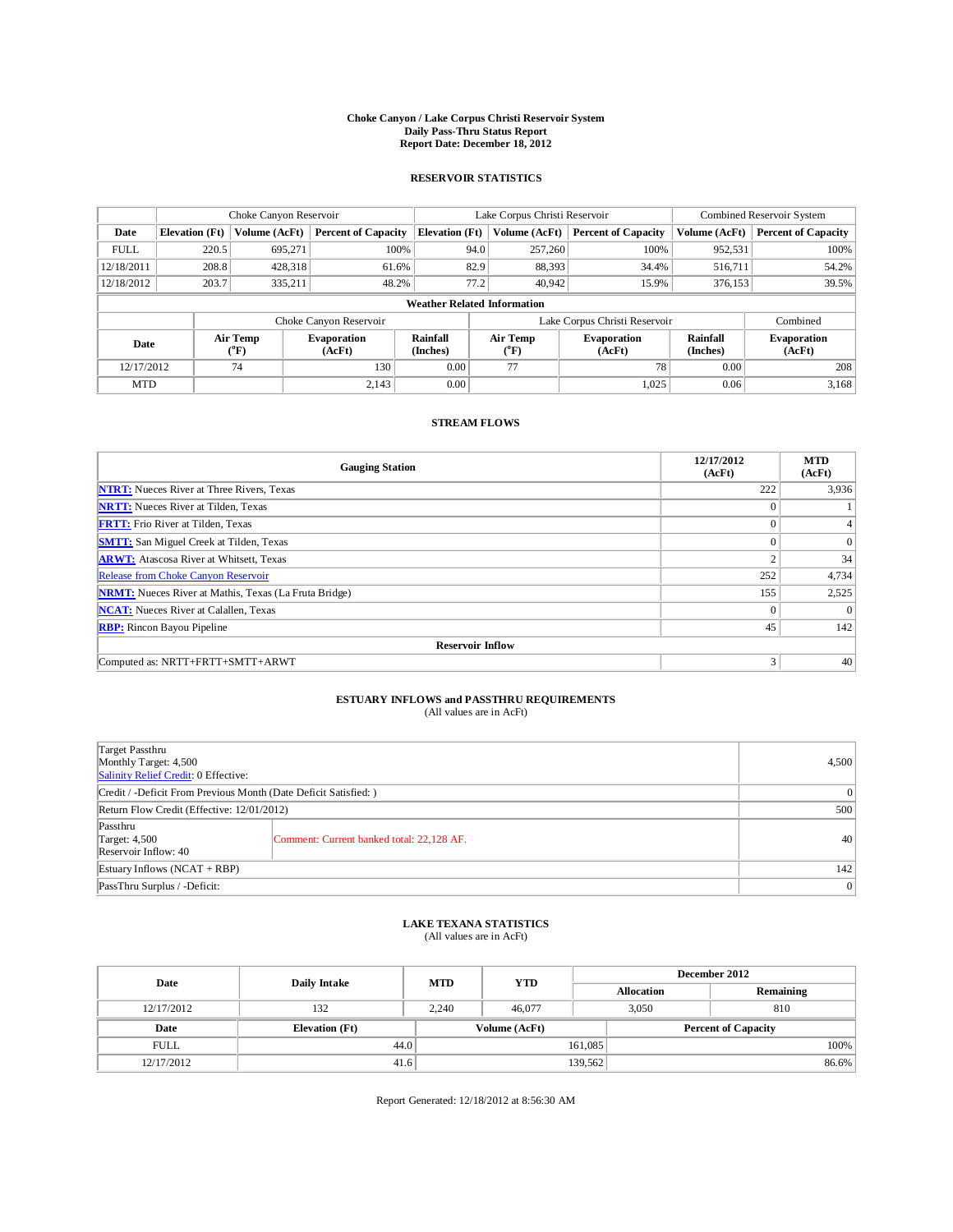# Choke Canyon / Lake Corpus Christi Reservoir System
## Daily Pass-Thru Status Report
## Report Date: December 18, 2012

### RESERVOIR STATISTICS

| | Choke Canyon Reservoir | | | Lake Corpus Christi Reservoir | | | Combined Reservoir System | |
|---|---|---|---|---|---|---|---|---|
| Date | Elevation (Ft) | Volume (AcFt) | Percent of Capacity | Elevation (Ft) | Volume (AcFt) | Percent of Capacity | Volume (AcFt) | Percent of Capacity |
| FULL | 220.5 | 695,271 | 100% | 94.0 | 257,260 | 100% | 952,531 | 100% |
| 12/18/2011 | 208.8 | 428,318 | 61.6% | 82.9 | 88,393 | 34.4% | 516,711 | 54.2% |
| 12/18/2012 | 203.7 | 335,211 | 48.2% | 77.2 | 40,942 | 15.9% | 376,153 | 39.5% |

**Weather Related Information**

| | Choke Canyon Reservoir | | | Lake Corpus Christi Reservoir | | | Combined |
|---|---|---|---|---|---|---|---|
| Date | Air Temp (°F) | Evaporation (AcFt) | Rainfall (Inches) | Air Temp (°F) | Evaporation (AcFt) | Rainfall (Inches) | Evaporation (AcFt) |
| 12/17/2012 | 74 | 130 | 0.00 | 77 | 78 | 0.00 | 208 |
| MTD | | 2,143 | 0.00 | | 1,025 | 0.06 | 3,168 |

### STREAM FLOWS

| Gauging Station | 12/17/2012 (AcFt) | MTD (AcFt) |
|---|---|---|
| NTRT: Nueces River at Three Rivers, Texas | 222 | 3,936 |
| NRTT: Nueces River at Tilden, Texas | 0 | 1 |
| FRTT: Frio River at Tilden, Texas | 0 | 4 |
| SMTT: San Miguel Creek at Tilden, Texas | 0 | 0 |
| ARWT: Atascosa River at Whitsett, Texas | 2 | 34 |
| Release from Choke Canyon Reservoir | 252 | 4,734 |
| NRMT: Nueces River at Mathis, Texas (La Fruta Bridge) | 155 | 2,525 |
| NCAT: Nueces River at Calallen, Texas | 0 | 0 |
| RBP: Rincon Bayou Pipeline | 45 | 142 |
| **Reservoir Inflow** | | |
| Computed as: NRTT+FRTT+SMTT+ARWT | 3 | 40 |

### ESTUARY INFLOWS and PASSTHRU REQUIREMENTS
(All values are in AcFt)

| | | |
|---|---|---|
| Target Passthru<br>Monthly Target: 4,500<br>Salinity Relief Credit: 0 Effective: | | 4,500 |
| Credit / -Deficit From Previous Month (Date Deficit Satisfied: ) | | 0 |
| Return Flow Credit (Effective: 12/01/2012) | | 500 |
| Passthru<br>Target: 4,500<br>Reservoir Inflow: 40 | Comment: Current banked total: 22,128 AF. | 40 |
| Estuary Inflows (NCAT + RBP) | | 142 |
| PassThru Surplus / -Deficit: | | 0 |

### LAKE TEXANA STATISTICS
(All values are in AcFt)

| Date | Daily Intake | MTD | YTD | December 2012 | |
|---|---|---|---|---|---|
| | | | | Allocation | Remaining |
| 12/17/2012 | 132 | 2,240 | 46,077 | 3,050 | 810 |

| Date | Elevation (Ft) | Volume (AcFt) | Percent of Capacity |
|---|---|---|---|
| FULL | 44.0 | 161,085 | 100% |
| 12/17/2012 | 41.6 | 139,562 | 86.6% |

Report Generated: 12/18/2012 at 8:56:30 AM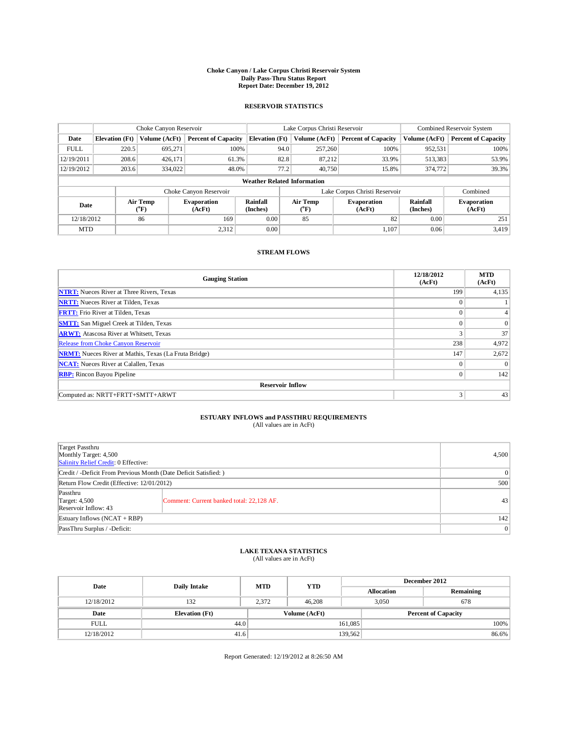# Choke Canyon / Lake Corpus Christi Reservoir System
## Daily Pass-Thru Status Report
## Report Date: December 19, 2012

### RESERVOIR STATISTICS

| | Choke Canyon Reservoir | | | Lake Corpus Christi Reservoir | | | Combined Reservoir System | |
|---|---|---|---|---|---|---|---|---|
| Date | Elevation (Ft) | Volume (AcFt) | Percent of Capacity | Elevation (Ft) | Volume (AcFt) | Percent of Capacity | Volume (AcFt) | Percent of Capacity |
| FULL | 220.5 | 695,271 | 100% | 94.0 | 257,260 | 100% | 952,531 | 100% |
| 12/19/2011 | 208.6 | 426,171 | 61.3% | 82.8 | 87,212 | 33.9% | 513,383 | 53.9% |
| 12/19/2012 | 203.6 | 334,022 | 48.0% | 77.2 | 40,750 | 15.8% | 374,772 | 39.3% |

**Weather Related Information**

| | Choke Canyon Reservoir | | | Lake Corpus Christi Reservoir | | | Combined |
|---|---|---|---|---|---|---|---|
| Date | Air Temp (°F) | Evaporation (AcFt) | Rainfall (Inches) | Air Temp (°F) | Evaporation (AcFt) | Rainfall (Inches) | Evaporation (AcFt) |
| 12/18/2012 | 86 | 169 | 0.00 | 85 | 82 | 0.00 | 251 |
| MTD | | 2,312 | 0.00 | | 1,107 | 0.06 | 3,419 |

### STREAM FLOWS

| Gauging Station | 12/18/2012 (AcFt) | MTD (AcFt) |
|---|---|---|
| NTRT: Nueces River at Three Rivers, Texas | 199 | 4,135 |
| NRTT: Nueces River at Tilden, Texas | 0 | 1 |
| FRTT: Frio River at Tilden, Texas | 0 | 4 |
| SMTT: San Miguel Creek at Tilden, Texas | 0 | 0 |
| ARWT: Atascosa River at Whitsett, Texas | 3 | 37 |
| Release from Choke Canyon Reservoir | 238 | 4,972 |
| NRMT: Nueces River at Mathis, Texas (La Fruta Bridge) | 147 | 2,672 |
| NCAT: Nueces River at Calallen, Texas | 0 | 0 |
| RBP: Rincon Bayou Pipeline | 0 | 142 |
| **Reservoir Inflow** | | |
| Computed as: NRTT+FRTT+SMTT+ARWT | 3 | 43 |

### ESTUARY INFLOWS and PASSTHRU REQUIREMENTS
(All values are in AcFt)

| | | |
|---|---|---|
| Target Passthru<br>Monthly Target: 4,500<br>Salinity Relief Credit: 0 Effective: | | 4,500 |
| Credit / -Deficit From Previous Month (Date Deficit Satisfied: ) | | 0 |
| Return Flow Credit (Effective: 12/01/2012) | | 500 |
| Passthru<br>Target: 4,500<br>Reservoir Inflow: 43 | Comment: Current banked total: 22,128 AF. | 43 |
| Estuary Inflows (NCAT + RBP) | | 142 |
| PassThru Surplus / -Deficit: | | 0 |

### LAKE TEXANA STATISTICS
(All values are in AcFt)

| Date | Daily Intake | MTD | YTD | December 2012 | |
|---|---|---|---|---|---|
| | | | | Allocation | Remaining |
| 12/18/2012 | 132 | 2,372 | 46,208 | 3,050 | 678 |

| Date | Elevation (Ft) | Volume (AcFt) | Percent of Capacity |
|---|---|---|---|
| FULL | 44.0 | 161,085 | 100% |
| 12/18/2012 | 41.6 | 139,562 | 86.6% |

Report Generated: 12/19/2012 at 8:26:50 AM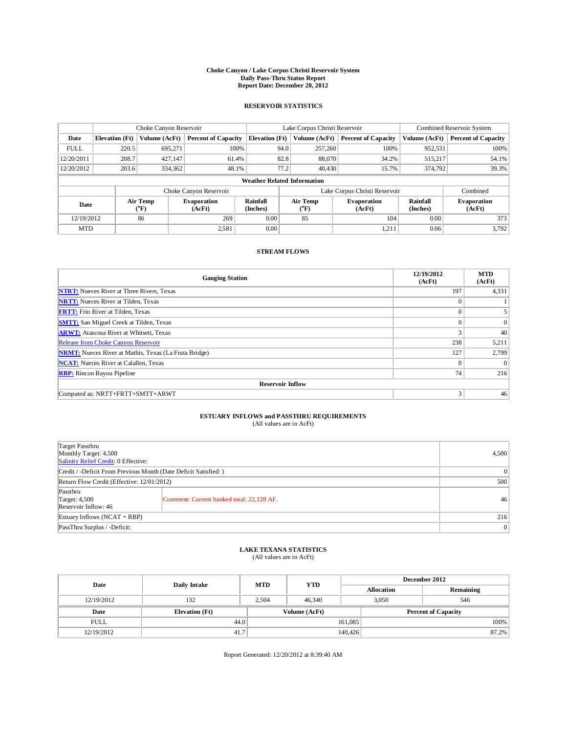**Choke Canyon / Lake Corpus Christi Reservoir System**
**Daily Pass-Thru Status Report**
**Report Date: December 20, 2012**

## RESERVOIR STATISTICS

| | Choke Canyon Reservoir | | | Lake Corpus Christi Reservoir | | | Combined Reservoir System | |
|---|---|---|---|---|---|---|---|---|
| **Date** | **Elevation (Ft)** | **Volume (AcFt)** | **Percent of Capacity** | **Elevation (Ft)** | **Volume (AcFt)** | **Percent of Capacity** | **Volume (AcFt)** | **Percent of Capacity** |
| FULL | 220.5 | 695,271 | 100% | 94.0 | 257,260 | 100% | 952,531 | 100% |
| 12/20/2011 | 208.7 | 427,147 | 61.4% | 82.8 | 88,070 | 34.2% | 515,217 | 54.1% |
| 12/20/2012 | 203.6 | 334,362 | 48.1% | 77.2 | 40,430 | 15.7% | 374,792 | 39.3% |

**Weather Related Information**

| | Choke Canyon Reservoir | | | Lake Corpus Christi Reservoir | | | Combined |
|---|---|---|---|---|---|---|---|
| **Date** | **Air Temp (°F)** | **Evaporation (AcFt)** | **Rainfall (Inches)** | **Air Temp (°F)** | **Evaporation (AcFt)** | **Rainfall (Inches)** | **Evaporation (AcFt)** |
| 12/19/2012 | 86 | 269 | 0.00 | 85 | 104 | 0.00 | 373 |
| MTD | | 2,581 | 0.00 | | 1,211 | 0.06 | 3,792 |

## STREAM FLOWS

| Gauging Station | 12/19/2012 (AcFt) | MTD (AcFt) |
|---|---|---|
| **NTRT:** Nueces River at Three Rivers, Texas | 197 | 4,331 |
| **NRTT:** Nueces River at Tilden, Texas | 0 | 1 |
| **FRTT:** Frio River at Tilden, Texas | 0 | 5 |
| **SMTT:** San Miguel Creek at Tilden, Texas | 0 | 0 |
| **ARWT:** Atascosa River at Whitsett, Texas | 3 | 40 |
| Release from Choke Canyon Reservoir | 238 | 5,211 |
| **NRMT:** Nueces River at Mathis, Texas (La Fruta Bridge) | 127 | 2,799 |
| **NCAT:** Nueces River at Calallen, Texas | 0 | 0 |
| **RBP:** Rincon Bayou Pipeline | 74 | 216 |
| **Reservoir Inflow** | | |
| Computed as: NRTT+FRTT+SMTT+ARWT | 3 | 46 |

## ESTUARY INFLOWS and PASSTHRU REQUIREMENTS

(All values are in AcFt)

| | | |
|---|---|---|
| Target Passthru<br>Monthly Target: 4,500<br>Salinity Relief Credit: 0 Effective: | | 4,500 |
| Credit / -Deficit From Previous Month (Date Deficit Satisfied: ) | | 0 |
| Return Flow Credit (Effective: 12/01/2012) | | 500 |
| Passthru<br>Target: 4,500<br>Reservoir Inflow: 46 | Comment: Current banked total: 22,128 AF. | 46 |
| Estuary Inflows (NCAT + RBP) | | 216 |
| PassThru Surplus / -Deficit: | | 0 |

## LAKE TEXANA STATISTICS

(All values are in AcFt)

| Date | Daily Intake | MTD | YTD | December 2012 | |
|---|---|---|---|---|---|
| | | | | **Allocation** | **Remaining** |
| 12/19/2012 | 132 | 2,504 | 46,340 | 3,050 | 546 |

| Date | Elevation (Ft) | Volume (AcFt) | Percent of Capacity |
|---|---|---|---|
| FULL | 44.0 | 161,085 | 100% |
| 12/19/2012 | 41.7 | 140,426 | 87.2% |

Report Generated: 12/20/2012 at 8:39:40 AM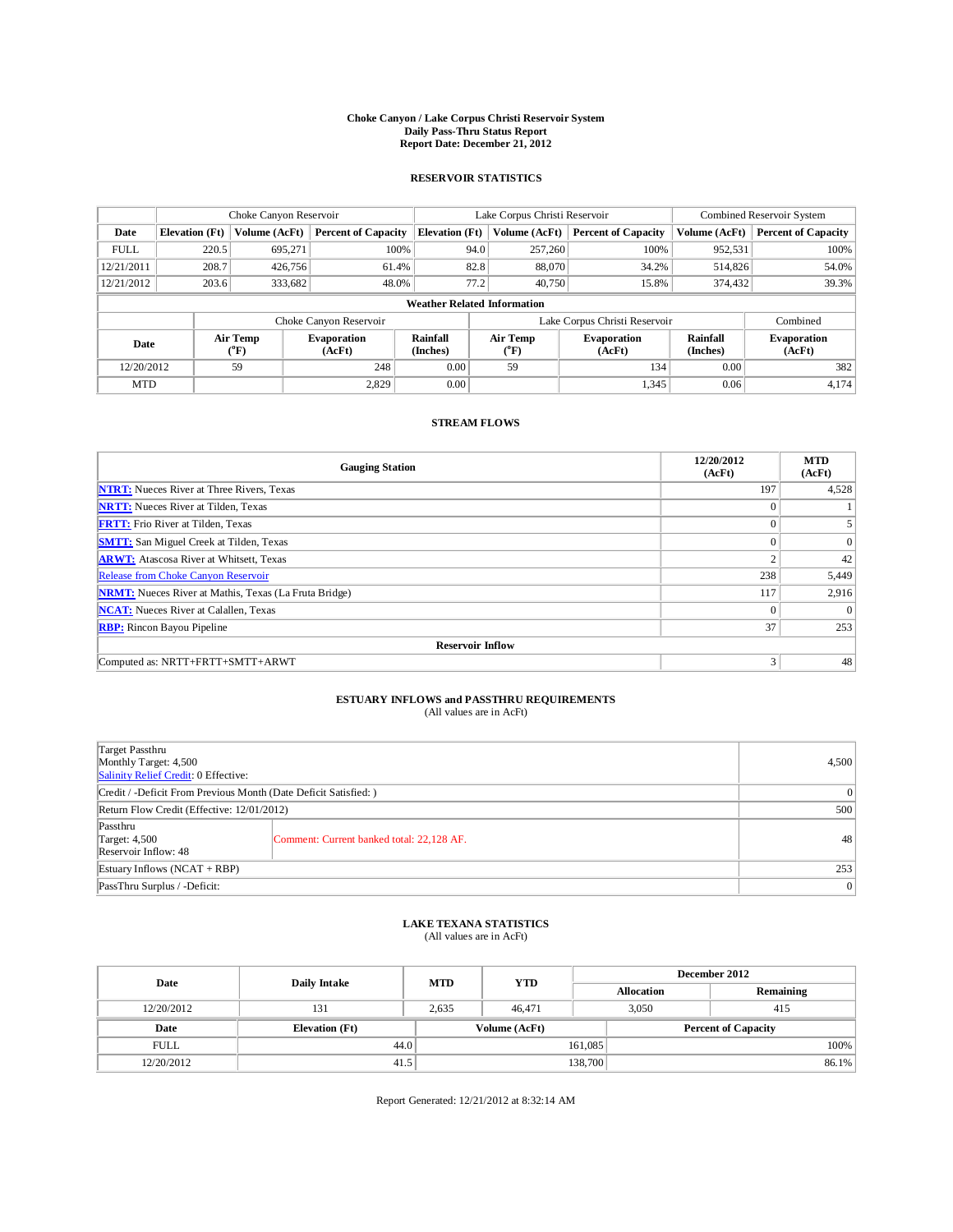**Choke Canyon / Lake Corpus Christi Reservoir System**
**Daily Pass-Thru Status Report**
**Report Date: December 21, 2012**

## RESERVOIR STATISTICS

| | Choke Canyon Reservoir | | | Lake Corpus Christi Reservoir | | | Combined Reservoir System | |
|---|---|---|---|---|---|---|---|---|
| Date | Elevation (Ft) | Volume (AcFt) | Percent of Capacity | Elevation (Ft) | Volume (AcFt) | Percent of Capacity | Volume (AcFt) | Percent of Capacity |
| FULL | 220.5 | 695,271 | 100% | 94.0 | 257,260 | 100% | 952,531 | 100% |
| 12/21/2011 | 208.7 | 426,756 | 61.4% | 82.8 | 88,070 | 34.2% | 514,826 | 54.0% |
| 12/21/2012 | 203.6 | 333,682 | 48.0% | 77.2 | 40,750 | 15.8% | 374,432 | 39.3% |

**Weather Related Information**

| | Choke Canyon Reservoir | | | Lake Corpus Christi Reservoir | | | Combined |
|---|---|---|---|---|---|---|---|
| Date | Air Temp (°F) | Evaporation (AcFt) | Rainfall (Inches) | Air Temp (°F) | Evaporation (AcFt) | Rainfall (Inches) | Evaporation (AcFt) |
| 12/20/2012 | 59 | 248 | 0.00 | 59 | 134 | 0.00 | 382 |
| MTD | | 2,829 | 0.00 | | 1,345 | 0.06 | 4,174 |

## STREAM FLOWS

| Gauging Station | 12/20/2012 (AcFt) | MTD (AcFt) |
|---|---|---|
| NTRT: Nueces River at Three Rivers, Texas | 197 | 4,528 |
| NRTT: Nueces River at Tilden, Texas | 0 | 1 |
| FRTT: Frio River at Tilden, Texas | 0 | 5 |
| SMTT: San Miguel Creek at Tilden, Texas | 0 | 0 |
| ARWT: Atascosa River at Whitsett, Texas | 2 | 42 |
| Release from Choke Canyon Reservoir | 238 | 5,449 |
| NRMT: Nueces River at Mathis, Texas (La Fruta Bridge) | 117 | 2,916 |
| NCAT: Nueces River at Calallen, Texas | 0 | 0 |
| RBP: Rincon Bayou Pipeline | 37 | 253 |
| **Reservoir Inflow** | | |
| Computed as: NRTT+FRTT+SMTT+ARWT | 3 | 48 |

## ESTUARY INFLOWS and PASSTHRU REQUIREMENTS

(All values are in AcFt)

| | | |
|---|---|---|
| Target Passthru<br>Monthly Target: 4,500<br>Salinity Relief Credit: 0 Effective: | | 4,500 |
| Credit / -Deficit From Previous Month (Date Deficit Satisfied: ) | | 0 |
| Return Flow Credit (Effective: 12/01/2012) | | 500 |
| Passthru<br>Target: 4,500<br>Reservoir Inflow: 48 | Comment: Current banked total: 22,128 AF. | 48 |
| Estuary Inflows (NCAT + RBP) | | 253 |
| PassThru Surplus / -Deficit: | | 0 |

## LAKE TEXANA STATISTICS

(All values are in AcFt)

| Date | Daily Intake | MTD | YTD | December 2012 | |
|---|---|---|---|---|---|
| | | | | Allocation | Remaining |
| 12/20/2012 | 131 | 2,635 | 46,471 | 3,050 | 415 |

| Date | Elevation (Ft) | Volume (AcFt) | Percent of Capacity |
|---|---|---|---|
| FULL | 44.0 | 161,085 | 100% |
| 12/20/2012 | 41.5 | 138,700 | 86.1% |

Report Generated: 12/21/2012 at 8:32:14 AM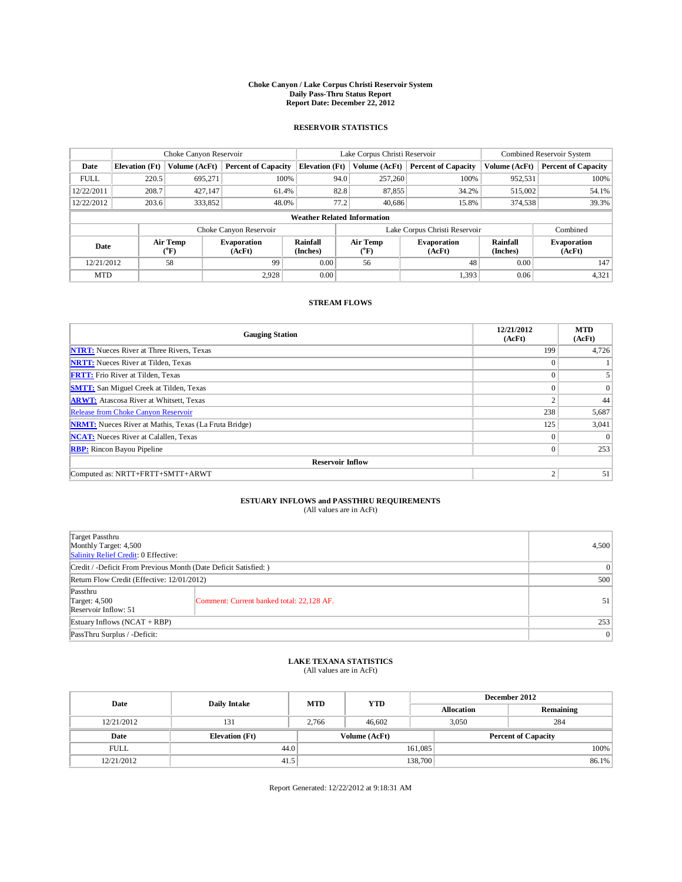# Choke Canyon / Lake Corpus Christi Reservoir System
## Daily Pass-Thru Status Report
## Report Date: December 22, 2012

### RESERVOIR STATISTICS

| | Choke Canyon Reservoir | | | Lake Corpus Christi Reservoir | | | Combined Reservoir System | |
|---|---|---|---|---|---|---|---|---|
| **Date** | **Elevation (Ft)** | **Volume (AcFt)** | **Percent of Capacity** | **Elevation (Ft)** | **Volume (AcFt)** | **Percent of Capacity** | **Volume (AcFt)** | **Percent of Capacity** |
| FULL | 220.5 | 695,271 | 100% | 94.0 | 257,260 | 100% | 952,531 | 100% |
| 12/22/2011 | 208.7 | 427,147 | 61.4% | 82.8 | 87,855 | 34.2% | 515,002 | 54.1% |
| 12/22/2012 | 203.6 | 333,852 | 48.0% | 77.2 | 40,686 | 15.8% | 374,538 | 39.3% |

**Weather Related Information**

| | Choke Canyon Reservoir | | | Lake Corpus Christi Reservoir | | | Combined |
|---|---|---|---|---|---|---|---|
| **Date** | **Air Temp (°F)** | **Evaporation (AcFt)** | **Rainfall (Inches)** | **Air Temp (°F)** | **Evaporation (AcFt)** | **Rainfall (Inches)** | **Evaporation (AcFt)** |
| 12/21/2012 | 58 | 99 | 0.00 | 56 | 48 | 0.00 | 147 |
| MTD | | 2,928 | 0.00 | | 1,393 | 0.06 | 4,321 |

### STREAM FLOWS

| Gauging Station | 12/21/2012 (AcFt) | MTD (AcFt) |
|---|---|---|
| **NTRT:** Nueces River at Three Rivers, Texas | 199 | 4,726 |
| **NRTT:** Nueces River at Tilden, Texas | 0 | 1 |
| **FRTT:** Frio River at Tilden, Texas | 0 | 5 |
| **SMTT:** San Miguel Creek at Tilden, Texas | 0 | 0 |
| **ARWT:** Atascosa River at Whitsett, Texas | 2 | 44 |
| Release from Choke Canyon Reservoir | 238 | 5,687 |
| **NRMT:** Nueces River at Mathis, Texas (La Fruta Bridge) | 125 | 3,041 |
| **NCAT:** Nueces River at Calallen, Texas | 0 | 0 |
| **RBP:** Rincon Bayou Pipeline | 0 | 253 |
| **Reservoir Inflow** | | |
| Computed as: NRTT+FRTT+SMTT+ARWT | 2 | 51 |

### ESTUARY INFLOWS and PASSTHRU REQUIREMENTS
(All values are in AcFt)

| | | |
|---|---|---|
| Target Passthru<br>Monthly Target: 4,500<br>Salinity Relief Credit: 0 Effective: | | 4,500 |
| Credit / -Deficit From Previous Month (Date Deficit Satisfied: ) | | 0 |
| Return Flow Credit (Effective: 12/01/2012) | | 500 |
| Passthru<br>Target: 4,500<br>Reservoir Inflow: 51 | Comment: Current banked total: 22,128 AF. | 51 |
| Estuary Inflows (NCAT + RBP) | | 253 |
| PassThru Surplus / -Deficit: | | 0 |

### LAKE TEXANA STATISTICS
(All values are in AcFt)

| Date | Daily Intake | MTD | YTD | December 2012 Allocation | December 2012 Remaining |
|---|---|---|---|---|---|
| 12/21/2012 | 131 | 2,766 | 46,602 | 3,050 | 284 |

| Date | Elevation (Ft) | Volume (AcFt) | Percent of Capacity |
|---|---|---|---|
| FULL | 44.0 | 161,085 | 100% |
| 12/21/2012 | 41.5 | 138,700 | 86.1% |

Report Generated: 12/22/2012 at 9:18:31 AM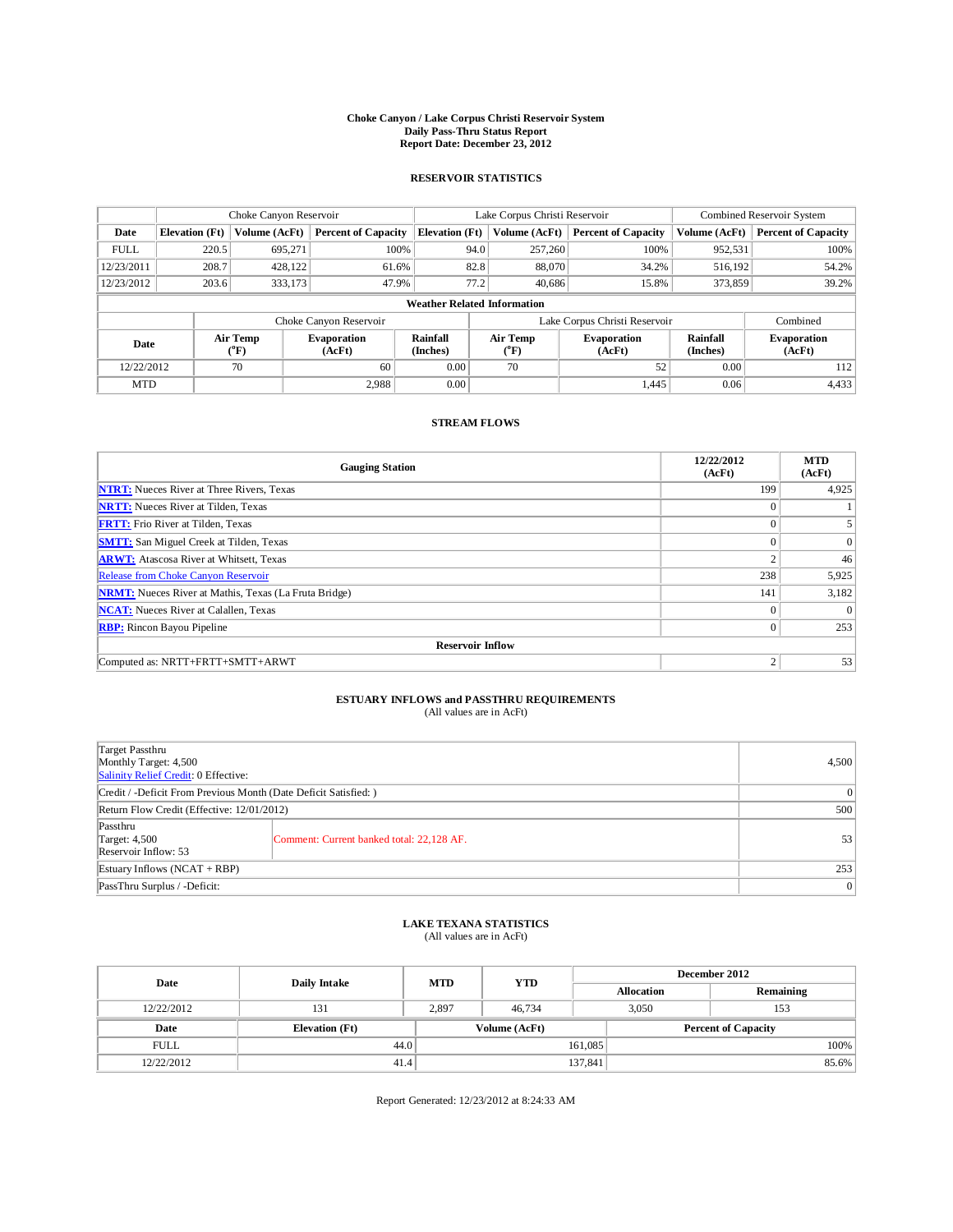# Choke Canyon / Lake Corpus Christi Reservoir System
## Daily Pass-Thru Status Report
## Report Date: December 23, 2012

### RESERVOIR STATISTICS

| | Choke Canyon Reservoir | | | Lake Corpus Christi Reservoir | | | Combined Reservoir System | |
|---|---|---|---|---|---|---|---|---|
| Date | Elevation (Ft) | Volume (AcFt) | Percent of Capacity | Elevation (Ft) | Volume (AcFt) | Percent of Capacity | Volume (AcFt) | Percent of Capacity |
| FULL | 220.5 | 695,271 | 100% | 94.0 | 257,260 | 100% | 952,531 | 100% |
| 12/23/2011 | 208.7 | 428,122 | 61.6% | 82.8 | 88,070 | 34.2% | 516,192 | 54.2% |
| 12/23/2012 | 203.6 | 333,173 | 47.9% | 77.2 | 40,686 | 15.8% | 373,859 | 39.2% |

**Weather Related Information**

| | Choke Canyon Reservoir | | | Lake Corpus Christi Reservoir | | | Combined |
|---|---|---|---|---|---|---|---|
| Date | Air Temp (°F) | Evaporation (AcFt) | Rainfall (Inches) | Air Temp (°F) | Evaporation (AcFt) | Rainfall (Inches) | Evaporation (AcFt) |
| 12/22/2012 | 70 | 60 | 0.00 | 70 | 52 | 0.00 | 112 |
| MTD | | 2,988 | 0.00 | | 1,445 | 0.06 | 4,433 |

### STREAM FLOWS

| Gauging Station | 12/22/2012 (AcFt) | MTD (AcFt) |
|---|---|---|
| NTRT: Nueces River at Three Rivers, Texas | 199 | 4,925 |
| NRTT: Nueces River at Tilden, Texas | 0 | 1 |
| FRTT: Frio River at Tilden, Texas | 0 | 5 |
| SMTT: San Miguel Creek at Tilden, Texas | 0 | 0 |
| ARWT: Atascosa River at Whitsett, Texas | 2 | 46 |
| Release from Choke Canyon Reservoir | 238 | 5,925 |
| NRMT: Nueces River at Mathis, Texas (La Fruta Bridge) | 141 | 3,182 |
| NCAT: Nueces River at Calallen, Texas | 0 | 0 |
| RBP: Rincon Bayou Pipeline | 0 | 253 |
| **Reservoir Inflow** | | |
| Computed as: NRTT+FRTT+SMTT+ARWT | 2 | 53 |

### ESTUARY INFLOWS and PASSTHRU REQUIREMENTS
(All values are in AcFt)

| | | |
|---|---|---|
| Target Passthru<br>Monthly Target: 4,500<br>Salinity Relief Credit: 0 Effective: | | 4,500 |
| Credit / -Deficit From Previous Month (Date Deficit Satisfied: ) | | 0 |
| Return Flow Credit (Effective: 12/01/2012) | | 500 |
| Passthru<br>Target: 4,500<br>Reservoir Inflow: 53 | Comment: Current banked total: 22,128 AF. | 53 |
| Estuary Inflows (NCAT + RBP) | | 253 |
| PassThru Surplus / -Deficit: | | 0 |

### LAKE TEXANA STATISTICS
(All values are in AcFt)

| Date | Daily Intake | MTD | YTD | December 2012 | |
|---|---|---|---|---|---|
| | | | | Allocation | Remaining |
| 12/22/2012 | 131 | 2,897 | 46,734 | 3,050 | 153 |

| Date | Elevation (Ft) | Volume (AcFt) | Percent of Capacity |
|---|---|---|---|
| FULL | 44.0 | 161,085 | 100% |
| 12/22/2012 | 41.4 | 137,841 | 85.6% |

Report Generated: 12/23/2012 at 8:24:33 AM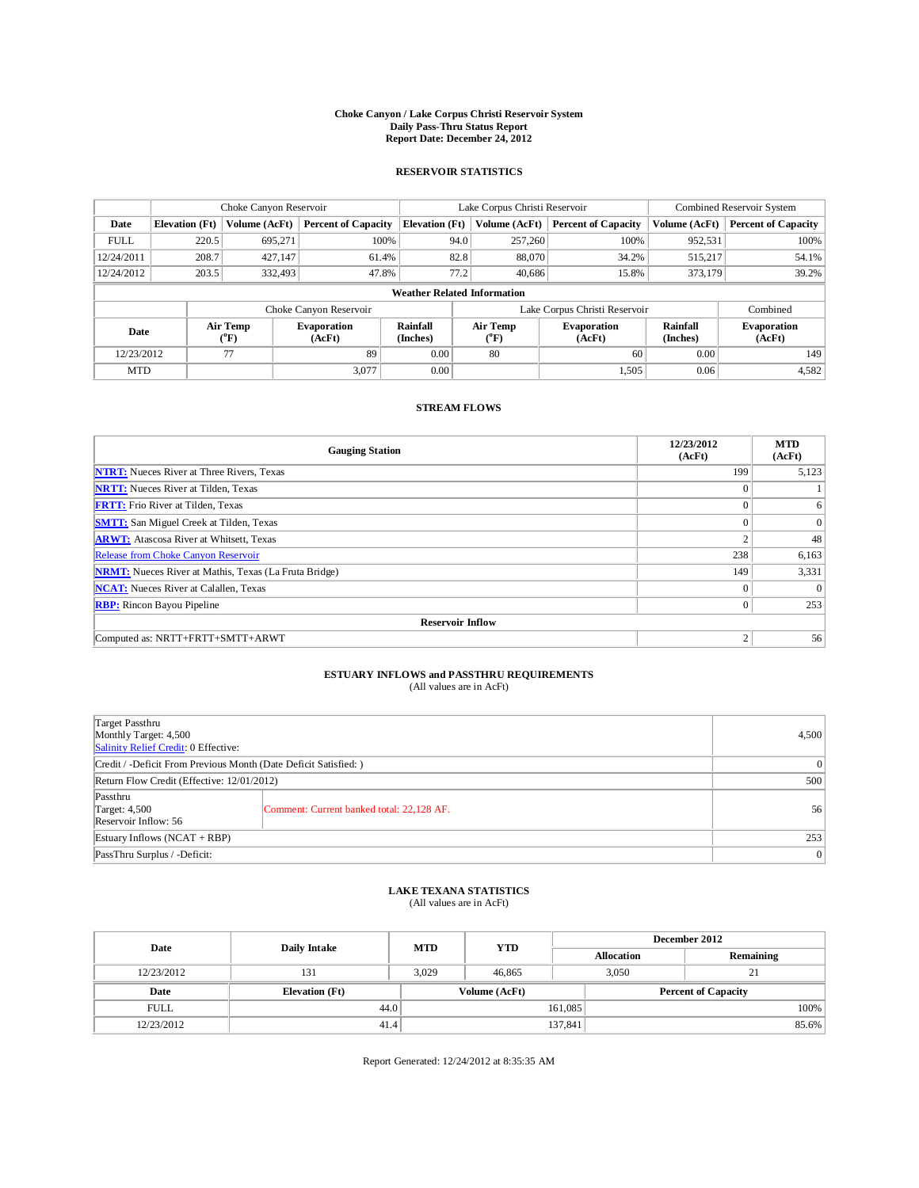# Choke Canyon / Lake Corpus Christi Reservoir System
## Daily Pass-Thru Status Report
## Report Date: December 24, 2012

### RESERVOIR STATISTICS

| | Choke Canyon Reservoir | | | Lake Corpus Christi Reservoir | | | Combined Reservoir System | |
|---|---|---|---|---|---|---|---|---|
| **Date** | **Elevation (Ft)** | **Volume (AcFt)** | **Percent of Capacity** | **Elevation (Ft)** | **Volume (AcFt)** | **Percent of Capacity** | **Volume (AcFt)** | **Percent of Capacity** |
| FULL | 220.5 | 695,271 | 100% | 94.0 | 257,260 | 100% | 952,531 | 100% |
| 12/24/2011 | 208.7 | 427,147 | 61.4% | 82.8 | 88,070 | 34.2% | 515,217 | 54.1% |
| 12/24/2012 | 203.5 | 332,493 | 47.8% | 77.2 | 40,686 | 15.8% | 373,179 | 39.2% |

**Weather Related Information**

| | Choke Canyon Reservoir | | | Lake Corpus Christi Reservoir | | | Combined |
|---|---|---|---|---|---|---|---|
| **Date** | **Air Temp (°F)** | **Evaporation (AcFt)** | **Rainfall (Inches)** | **Air Temp (°F)** | **Evaporation (AcFt)** | **Rainfall (Inches)** | **Evaporation (AcFt)** |
| 12/23/2012 | 77 | 89 | 0.00 | 80 | 60 | 0.00 | 149 |
| MTD | | 3,077 | 0.00 | | 1,505 | 0.06 | 4,582 |

### STREAM FLOWS

| Gauging Station | 12/23/2012 (AcFt) | MTD (AcFt) |
|---|---|---|
| **NTRT:** Nueces River at Three Rivers, Texas | 199 | 5,123 |
| **NRTT:** Nueces River at Tilden, Texas | 0 | 1 |
| **FRTT:** Frio River at Tilden, Texas | 0 | 6 |
| **SMTT:** San Miguel Creek at Tilden, Texas | 0 | 0 |
| **ARWT:** Atascosa River at Whitsett, Texas | 2 | 48 |
| Release from Choke Canyon Reservoir | 238 | 6,163 |
| **NRMT:** Nueces River at Mathis, Texas (La Fruta Bridge) | 149 | 3,331 |
| **NCAT:** Nueces River at Calallen, Texas | 0 | 0 |
| **RBP:** Rincon Bayou Pipeline | 0 | 253 |
| **Reservoir Inflow** | | |
| Computed as: NRTT+FRTT+SMTT+ARWT | 2 | 56 |

### ESTUARY INFLOWS and PASSTHRU REQUIREMENTS
(All values are in AcFt)

| | | |
|---|---|---|
| Target Passthru<br>Monthly Target: 4,500<br>Salinity Relief Credit: 0 Effective: | | 4,500 |
| Credit / -Deficit From Previous Month (Date Deficit Satisfied: ) | | 0 |
| Return Flow Credit (Effective: 12/01/2012) | | 500 |
| Passthru<br>Target: 4,500<br>Reservoir Inflow: 56 | Comment: Current banked total: 22,128 AF. | 56 |
| Estuary Inflows (NCAT + RBP) | | 253 |
| PassThru Surplus / -Deficit: | | 0 |

### LAKE TEXANA STATISTICS
(All values are in AcFt)

| Date | Daily Intake | MTD | YTD | December 2012 | |
|---|---|---|---|---|---|
| | | | | **Allocation** | **Remaining** |
| 12/23/2012 | 131 | 3,029 | 46,865 | 3,050 | 21 |

| Date | Elevation (Ft) | Volume (AcFt) | Percent of Capacity |
|---|---|---|---|
| FULL | 44.0 | 161,085 | 100% |
| 12/23/2012 | 41.4 | 137,841 | 85.6% |

Report Generated: 12/24/2012 at 8:35:35 AM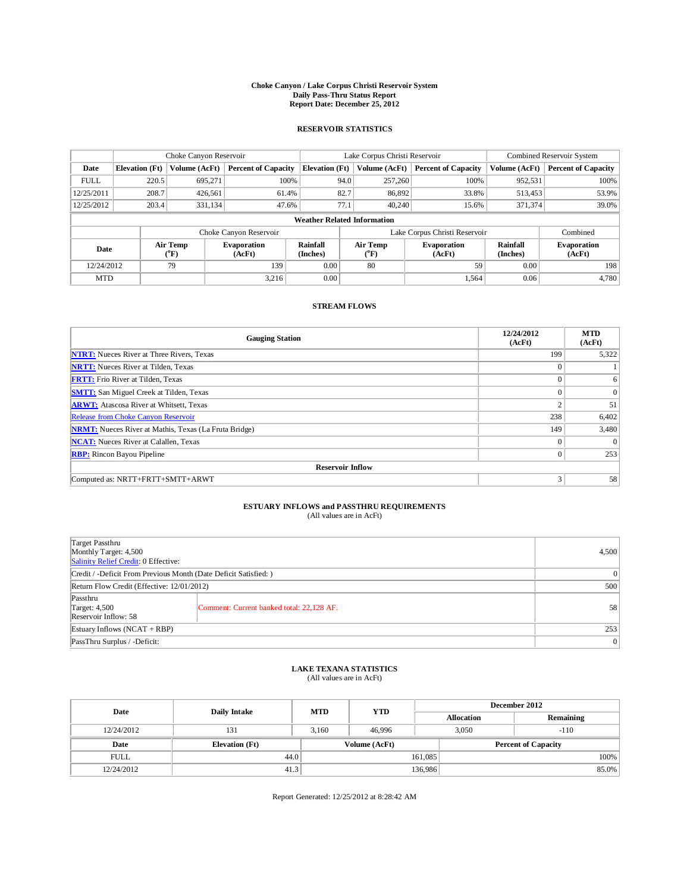**Choke Canyon / Lake Corpus Christi Reservoir System**
**Daily Pass-Thru Status Report**
**Report Date: December 25, 2012**

### RESERVOIR STATISTICS

| | Choke Canyon Reservoir | | | Lake Corpus Christi Reservoir | | | Combined Reservoir System | |
|---|---|---|---|---|---|---|---|---|
| **Date** | **Elevation (Ft)** | **Volume (AcFt)** | **Percent of Capacity** | **Elevation (Ft)** | **Volume (AcFt)** | **Percent of Capacity** | **Volume (AcFt)** | **Percent of Capacity** |
| FULL | 220.5 | 695,271 | 100% | 94.0 | 257,260 | 100% | 952,531 | 100% |
| 12/25/2011 | 208.7 | 426,561 | 61.4% | 82.7 | 86,892 | 33.8% | 513,453 | 53.9% |
| 12/25/2012 | 203.4 | 331,134 | 47.6% | 77.1 | 40,240 | 15.6% | 371,374 | 39.0% |

**Weather Related Information**

| | Choke Canyon Reservoir | | | Lake Corpus Christi Reservoir | | | Combined |
|---|---|---|---|---|---|---|---|
| **Date** | **Air Temp (°F)** | **Evaporation (AcFt)** | **Rainfall (Inches)** | **Air Temp (°F)** | **Evaporation (AcFt)** | **Rainfall (Inches)** | **Evaporation (AcFt)** |
| 12/24/2012 | 79 | 139 | 0.00 | 80 | 59 | 0.00 | 198 |
| MTD | | 3,216 | 0.00 | | 1,564 | 0.06 | 4,780 |

### STREAM FLOWS

| Gauging Station | 12/24/2012 (AcFt) | MTD (AcFt) |
|---|---|---|
| NTRT: Nueces River at Three Rivers, Texas | 199 | 5,322 |
| NRTT: Nueces River at Tilden, Texas | 0 | 1 |
| FRTT: Frio River at Tilden, Texas | 0 | 6 |
| SMTT: San Miguel Creek at Tilden, Texas | 0 | 0 |
| ARWT: Atascosa River at Whitsett, Texas | 2 | 51 |
| Release from Choke Canyon Reservoir | 238 | 6,402 |
| NRMT: Nueces River at Mathis, Texas (La Fruta Bridge) | 149 | 3,480 |
| NCAT: Nueces River at Calallen, Texas | 0 | 0 |
| RBP: Rincon Bayou Pipeline | 0 | 253 |
| **Reservoir Inflow** | | |
| Computed as: NRTT+FRTT+SMTT+ARWT | 3 | 58 |

### ESTUARY INFLOWS and PASSTHRU REQUIREMENTS
(All values are in AcFt)

| | | |
|---|---|---|
| Target Passthru<br>Monthly Target: 4,500<br>Salinity Relief Credit: 0 Effective: | | 4,500 |
| Credit / -Deficit From Previous Month (Date Deficit Satisfied: ) | | 0 |
| Return Flow Credit (Effective: 12/01/2012) | | 500 |
| Passthru<br>Target: 4,500<br>Reservoir Inflow: 58 | Comment: Current banked total: 22,128 AF. | 58 |
| Estuary Inflows (NCAT + RBP) | | 253 |
| PassThru Surplus / -Deficit: | | 0 |

### LAKE TEXANA STATISTICS
(All values are in AcFt)

| Date | Daily Intake | MTD | YTD | December 2012 | |
|---|---|---|---|---|---|
| | | | | **Allocation** | **Remaining** |
| 12/24/2012 | 131 | 3,160 | 46,996 | 3,050 | -110 |

| Date | Elevation (Ft) | Volume (AcFt) | Percent of Capacity |
|---|---|---|---|
| FULL | 44.0 | 161,085 | 100% |
| 12/24/2012 | 41.3 | 136,986 | 85.0% |

Report Generated: 12/25/2012 at 8:28:42 AM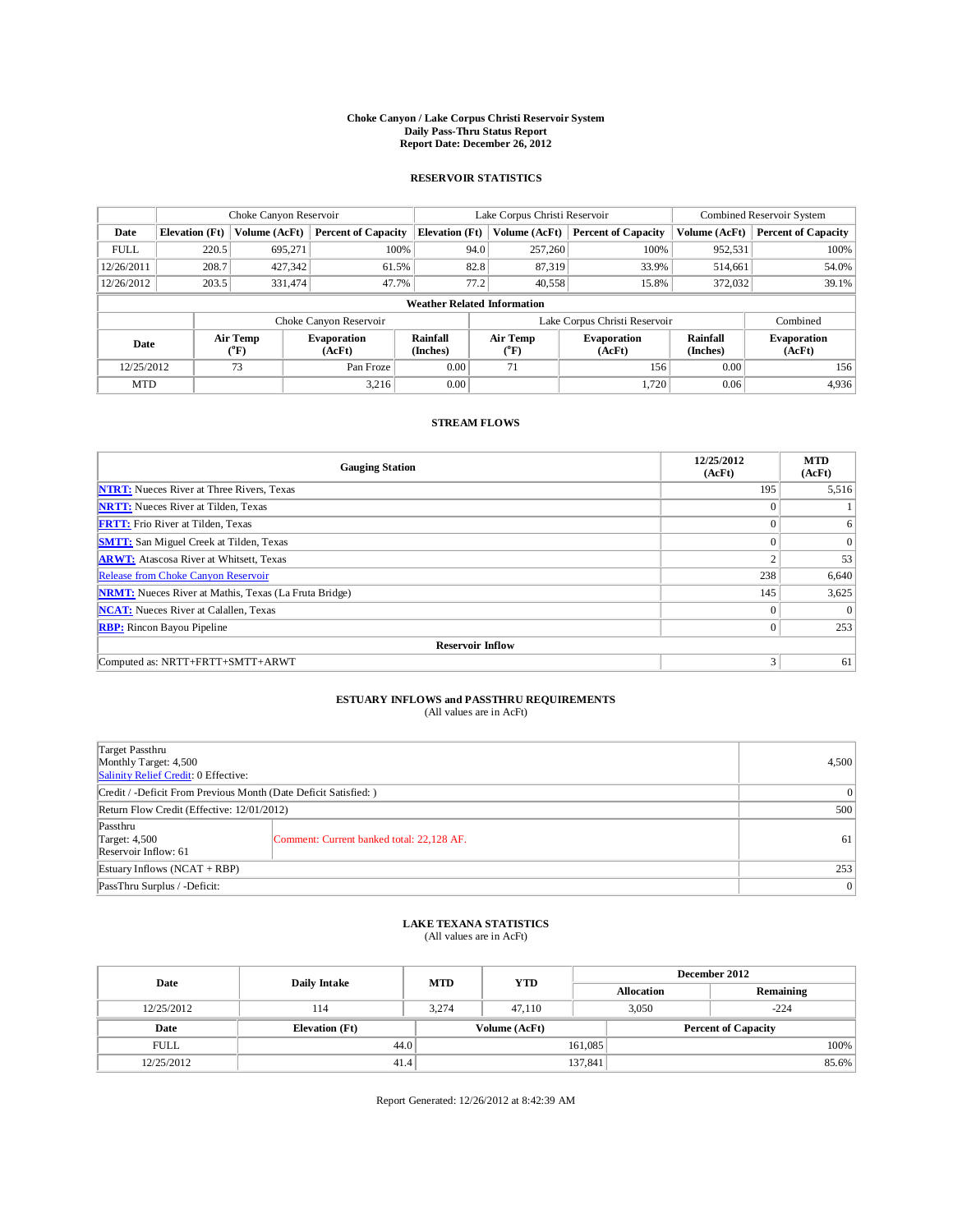# Choke Canyon / Lake Corpus Christi Reservoir System
## Daily Pass-Thru Status Report
## Report Date: December 26, 2012

### RESERVOIR STATISTICS

| | Choke Canyon Reservoir | | | Lake Corpus Christi Reservoir | | | Combined Reservoir System | |
|---|---|---|---|---|---|---|---|---|
| Date | Elevation (Ft) | Volume (AcFt) | Percent of Capacity | Elevation (Ft) | Volume (AcFt) | Percent of Capacity | Volume (AcFt) | Percent of Capacity |
| FULL | 220.5 | 695,271 | 100% | 94.0 | 257,260 | 100% | 952,531 | 100% |
| 12/26/2011 | 208.7 | 427,342 | 61.5% | 82.8 | 87,319 | 33.9% | 514,661 | 54.0% |
| 12/26/2012 | 203.5 | 331,474 | 47.7% | 77.2 | 40,558 | 15.8% | 372,032 | 39.1% |

**Weather Related Information**

| | Choke Canyon Reservoir | | | Lake Corpus Christi Reservoir | | | Combined |
|---|---|---|---|---|---|---|---|
| Date | Air Temp (°F) | Evaporation (AcFt) | Rainfall (Inches) | Air Temp (°F) | Evaporation (AcFt) | Rainfall (Inches) | Evaporation (AcFt) |
| 12/25/2012 | 73 | Pan Froze | 0.00 | 71 | 156 | 0.00 | 156 |
| MTD | | 3,216 | 0.00 | | 1,720 | 0.06 | 4,936 |

### STREAM FLOWS

| Gauging Station | 12/25/2012 (AcFt) | MTD (AcFt) |
|---|---|---|
| NTRT: Nueces River at Three Rivers, Texas | 195 | 5,516 |
| NRTT: Nueces River at Tilden, Texas | 0 | 1 |
| FRTT: Frio River at Tilden, Texas | 0 | 6 |
| SMTT: San Miguel Creek at Tilden, Texas | 0 | 0 |
| ARWT: Atascosa River at Whitsett, Texas | 2 | 53 |
| Release from Choke Canyon Reservoir | 238 | 6,640 |
| NRMT: Nueces River at Mathis, Texas (La Fruta Bridge) | 145 | 3,625 |
| NCAT: Nueces River at Calallen, Texas | 0 | 0 |
| RBP: Rincon Bayou Pipeline | 0 | 253 |
| **Reservoir Inflow** | | |
| Computed as: NRTT+FRTT+SMTT+ARWT | 3 | 61 |

### ESTUARY INFLOWS and PASSTHRU REQUIREMENTS
(All values are in AcFt)

| | | |
|---|---|---|
| Target Passthru<br>Monthly Target: 4,500<br>Salinity Relief Credit: 0 Effective: | | 4,500 |
| Credit / -Deficit From Previous Month (Date Deficit Satisfied: ) | | 0 |
| Return Flow Credit (Effective: 12/01/2012) | | 500 |
| Passthru<br>Target: 4,500<br>Reservoir Inflow: 61 | Comment: Current banked total: 22,128 AF. | 61 |
| Estuary Inflows (NCAT + RBP) | | 253 |
| PassThru Surplus / -Deficit: | | 0 |

### LAKE TEXANA STATISTICS
(All values are in AcFt)

| Date | Daily Intake | MTD | YTD | December 2012 Allocation | December 2012 Remaining |
|---|---|---|---|---|---|
| 12/25/2012 | 114 | 3,274 | 47,110 | 3,050 | -224 |

| Date | Elevation (Ft) | Volume (AcFt) | Percent of Capacity |
|---|---|---|---|
| FULL | 44.0 | 161,085 | 100% |
| 12/25/2012 | 41.4 | 137,841 | 85.6% |

Report Generated: 12/26/2012 at 8:42:39 AM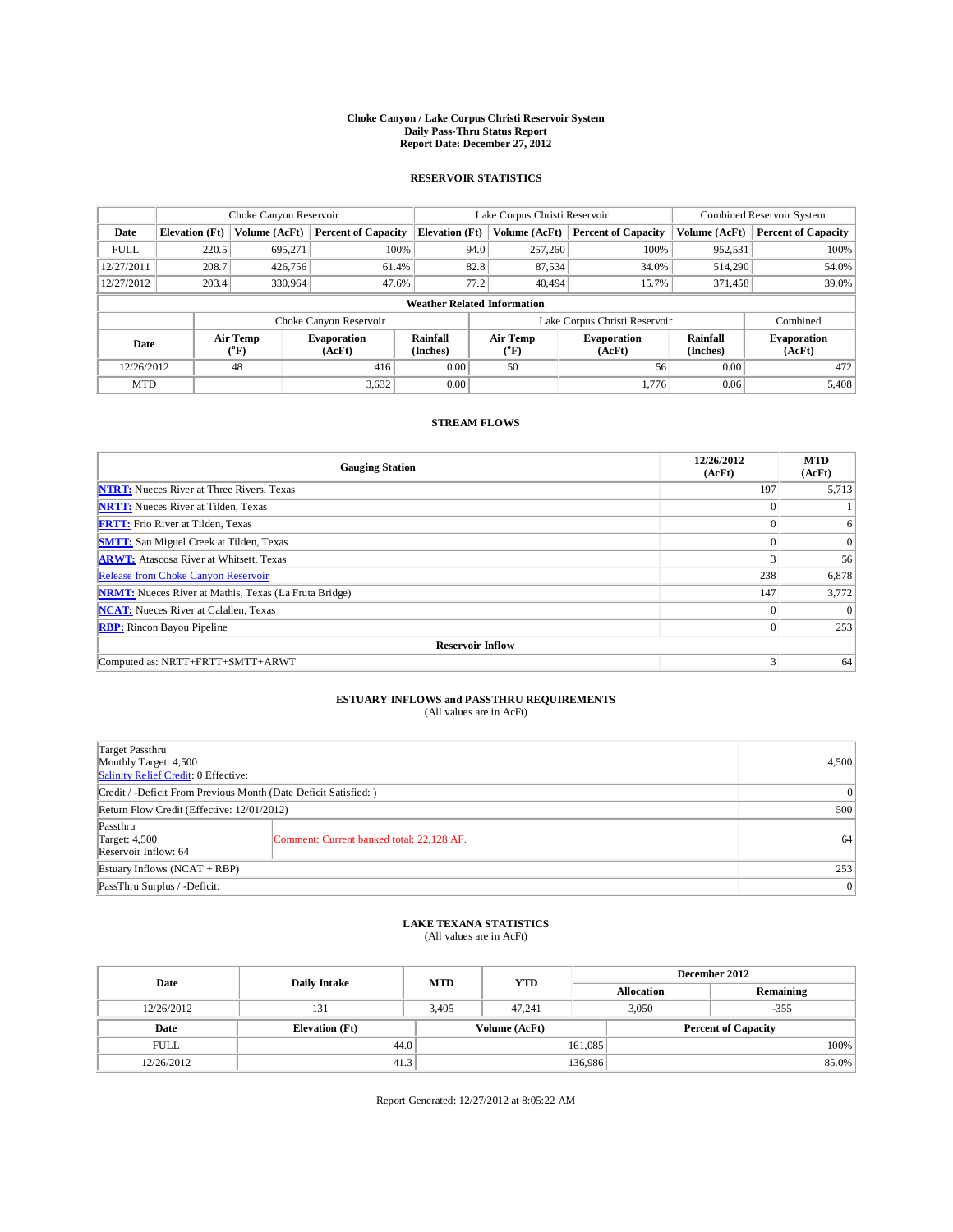**Choke Canyon / Lake Corpus Christi Reservoir System**
**Daily Pass-Thru Status Report**
**Report Date: December 27, 2012**

## RESERVOIR STATISTICS

| | Choke Canyon Reservoir | | | Lake Corpus Christi Reservoir | | | Combined Reservoir System | |
|---|---|---|---|---|---|---|---|---|
| **Date** | **Elevation (Ft)** | **Volume (AcFt)** | **Percent of Capacity** | **Elevation (Ft)** | **Volume (AcFt)** | **Percent of Capacity** | **Volume (AcFt)** | **Percent of Capacity** |
| FULL | 220.5 | 695,271 | 100% | 94.0 | 257,260 | 100% | 952,531 | 100% |
| 12/27/2011 | 208.7 | 426,756 | 61.4% | 82.8 | 87,534 | 34.0% | 514,290 | 54.0% |
| 12/27/2012 | 203.4 | 330,964 | 47.6% | 77.2 | 40,494 | 15.7% | 371,458 | 39.0% |

**Weather Related Information**

| | Choke Canyon Reservoir | | | Lake Corpus Christi Reservoir | | | Combined |
|---|---|---|---|---|---|---|---|
| **Date** | **Air Temp (°F)** | **Evaporation (AcFt)** | **Rainfall (Inches)** | **Air Temp (°F)** | **Evaporation (AcFt)** | **Rainfall (Inches)** | **Evaporation (AcFt)** |
| 12/26/2012 | 48 | 416 | 0.00 | 50 | 56 | 0.00 | 472 |
| MTD | | 3,632 | 0.00 | | 1,776 | 0.06 | 5,408 |

## STREAM FLOWS

| Gauging Station | 12/26/2012 (AcFt) | MTD (AcFt) |
|---|---|---|
| **NTRT:** Nueces River at Three Rivers, Texas | 197 | 5,713 |
| **NRTT:** Nueces River at Tilden, Texas | 0 | 1 |
| **FRTT:** Frio River at Tilden, Texas | 0 | 6 |
| **SMTT:** San Miguel Creek at Tilden, Texas | 0 | 0 |
| **ARWT:** Atascosa River at Whitsett, Texas | 3 | 56 |
| Release from Choke Canyon Reservoir | 238 | 6,878 |
| **NRMT:** Nueces River at Mathis, Texas (La Fruta Bridge) | 147 | 3,772 |
| **NCAT:** Nueces River at Calallen, Texas | 0 | 0 |
| **RBP:** Rincon Bayou Pipeline | 0 | 253 |
| **Reservoir Inflow** | | |
| Computed as: NRTT+FRTT+SMTT+ARWT | 3 | 64 |

## ESTUARY INFLOWS and PASSTHRU REQUIREMENTS
(All values are in AcFt)

| | | |
|---|---|---|
| Target Passthru<br>Monthly Target: 4,500<br>Salinity Relief Credit: 0 Effective: | | 4,500 |
| Credit / -Deficit From Previous Month (Date Deficit Satisfied: ) | | 0 |
| Return Flow Credit (Effective: 12/01/2012) | | 500 |
| Passthru<br>Target: 4,500<br>Reservoir Inflow: 64 | Comment: Current banked total: 22,128 AF. | 64 |
| Estuary Inflows (NCAT + RBP) | | 253 |
| PassThru Surplus / -Deficit: | | 0 |

## LAKE TEXANA STATISTICS
(All values are in AcFt)

| Date | Daily Intake | MTD | YTD | December 2012 | |
|---|---|---|---|---|---|
| | | | | **Allocation** | **Remaining** |
| 12/26/2012 | 131 | 3,405 | 47,241 | 3,050 | -355 |

| Date | Elevation (Ft) | Volume (AcFt) | Percent of Capacity |
|---|---|---|---|
| FULL | 44.0 | 161,085 | 100% |
| 12/26/2012 | 41.3 | 136,986 | 85.0% |

Report Generated: 12/27/2012 at 8:05:22 AM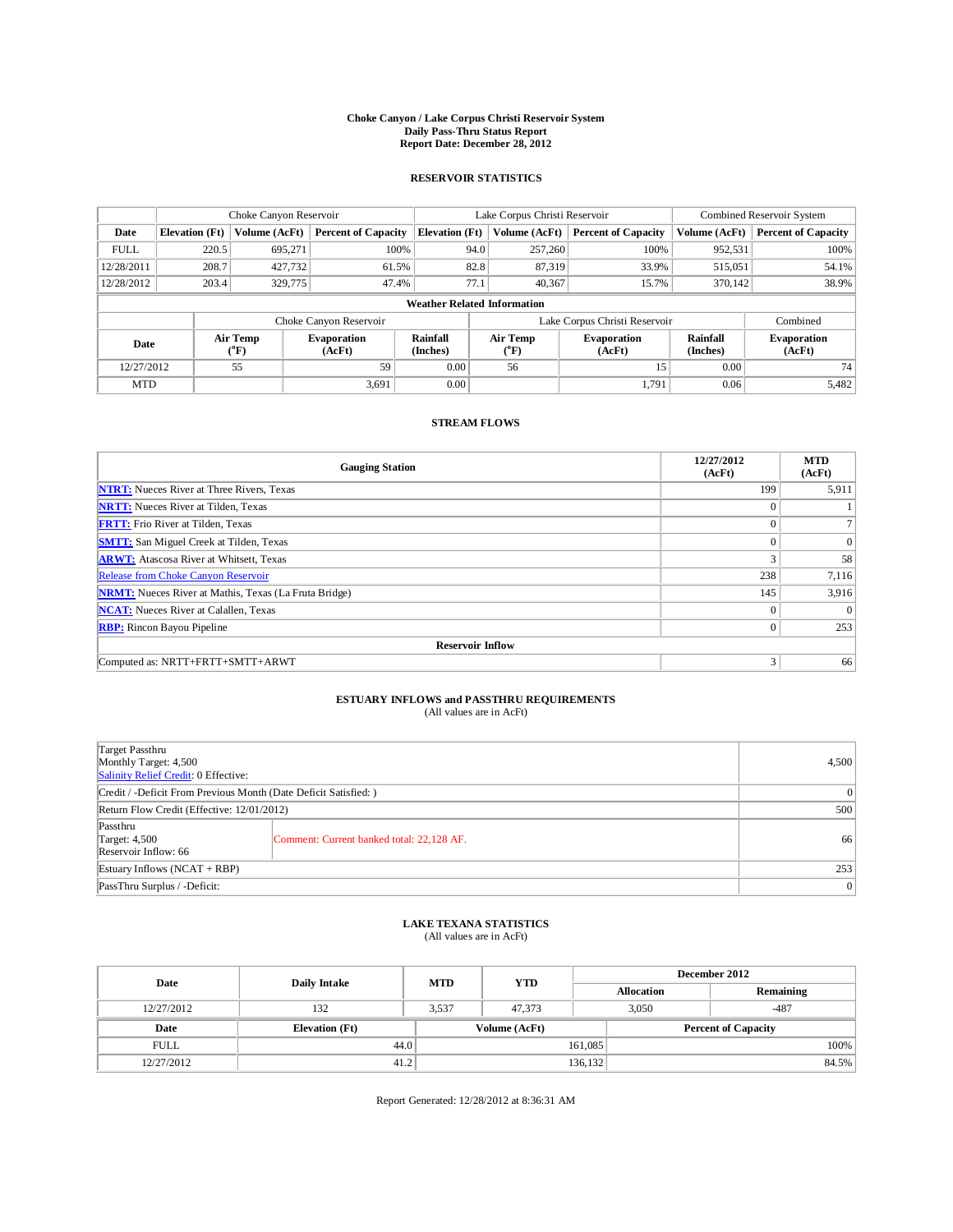# Choke Canyon / Lake Corpus Christi Reservoir System
## Daily Pass-Thru Status Report
### Report Date: December 28, 2012

## RESERVOIR STATISTICS

| | Choke Canyon Reservoir | | | Lake Corpus Christi Reservoir | | | Combined Reservoir System | |
|---|---|---|---|---|---|---|---|---|
| Date | Elevation (Ft) | Volume (AcFt) | Percent of Capacity | Elevation (Ft) | Volume (AcFt) | Percent of Capacity | Volume (AcFt) | Percent of Capacity |
| FULL | 220.5 | 695,271 | 100% | 94.0 | 257,260 | 100% | 952,531 | 100% |
| 12/28/2011 | 208.7 | 427,732 | 61.5% | 82.8 | 87,319 | 33.9% | 515,051 | 54.1% |
| 12/28/2012 | 203.4 | 329,775 | 47.4% | 77.1 | 40,367 | 15.7% | 370,142 | 38.9% |

**Weather Related Information**

| | Choke Canyon Reservoir | | | Lake Corpus Christi Reservoir | | | Combined |
|---|---|---|---|---|---|---|---|
| Date | Air Temp (°F) | Evaporation (AcFt) | Rainfall (Inches) | Air Temp (°F) | Evaporation (AcFt) | Rainfall (Inches) | Evaporation (AcFt) |
| 12/27/2012 | 55 | 59 | 0.00 | 56 | 15 | 0.00 | 74 |
| MTD | | 3,691 | 0.00 | | 1,791 | 0.06 | 5,482 |

## STREAM FLOWS

| Gauging Station | 12/27/2012 (AcFt) | MTD (AcFt) |
|---|---|---|
| NTRT: Nueces River at Three Rivers, Texas | 199 | 5,911 |
| NRTT: Nueces River at Tilden, Texas | 0 | 1 |
| FRTT: Frio River at Tilden, Texas | 0 | 7 |
| SMTT: San Miguel Creek at Tilden, Texas | 0 | 0 |
| ARWT: Atascosa River at Whitsett, Texas | 3 | 58 |
| Release from Choke Canyon Reservoir | 238 | 7,116 |
| NRMT: Nueces River at Mathis, Texas (La Fruta Bridge) | 145 | 3,916 |
| NCAT: Nueces River at Calallen, Texas | 0 | 0 |
| RBP: Rincon Bayou Pipeline | 0 | 253 |
| **Reservoir Inflow** | | |
| Computed as: NRTT+FRTT+SMTT+ARWT | 3 | 66 |

## ESTUARY INFLOWS and PASSTHRU REQUIREMENTS
(All values are in AcFt)

| | | |
|---|---|---|
| Target Passthru<br>Monthly Target: 4,500<br>Salinity Relief Credit: 0 Effective: | | 4,500 |
| Credit / -Deficit From Previous Month (Date Deficit Satisfied: ) | | 0 |
| Return Flow Credit (Effective: 12/01/2012) | | 500 |
| Passthru<br>Target: 4,500<br>Reservoir Inflow: 66 | Comment: Current banked total: 22,128 AF. | 66 |
| Estuary Inflows (NCAT + RBP) | | 253 |
| PassThru Surplus / -Deficit: | | 0 |

## LAKE TEXANA STATISTICS
(All values are in AcFt)

| Date | Daily Intake | MTD | YTD | December 2012 | |
|---|---|---|---|---|---|
| | | | | Allocation | Remaining |
| 12/27/2012 | 132 | 3,537 | 47,373 | 3,050 | -487 |

| Date | Elevation (Ft) | Volume (AcFt) | Percent of Capacity |
|---|---|---|---|
| FULL | 44.0 | 161,085 | 100% |
| 12/27/2012 | 41.2 | 136,132 | 84.5% |

Report Generated: 12/28/2012 at 8:36:31 AM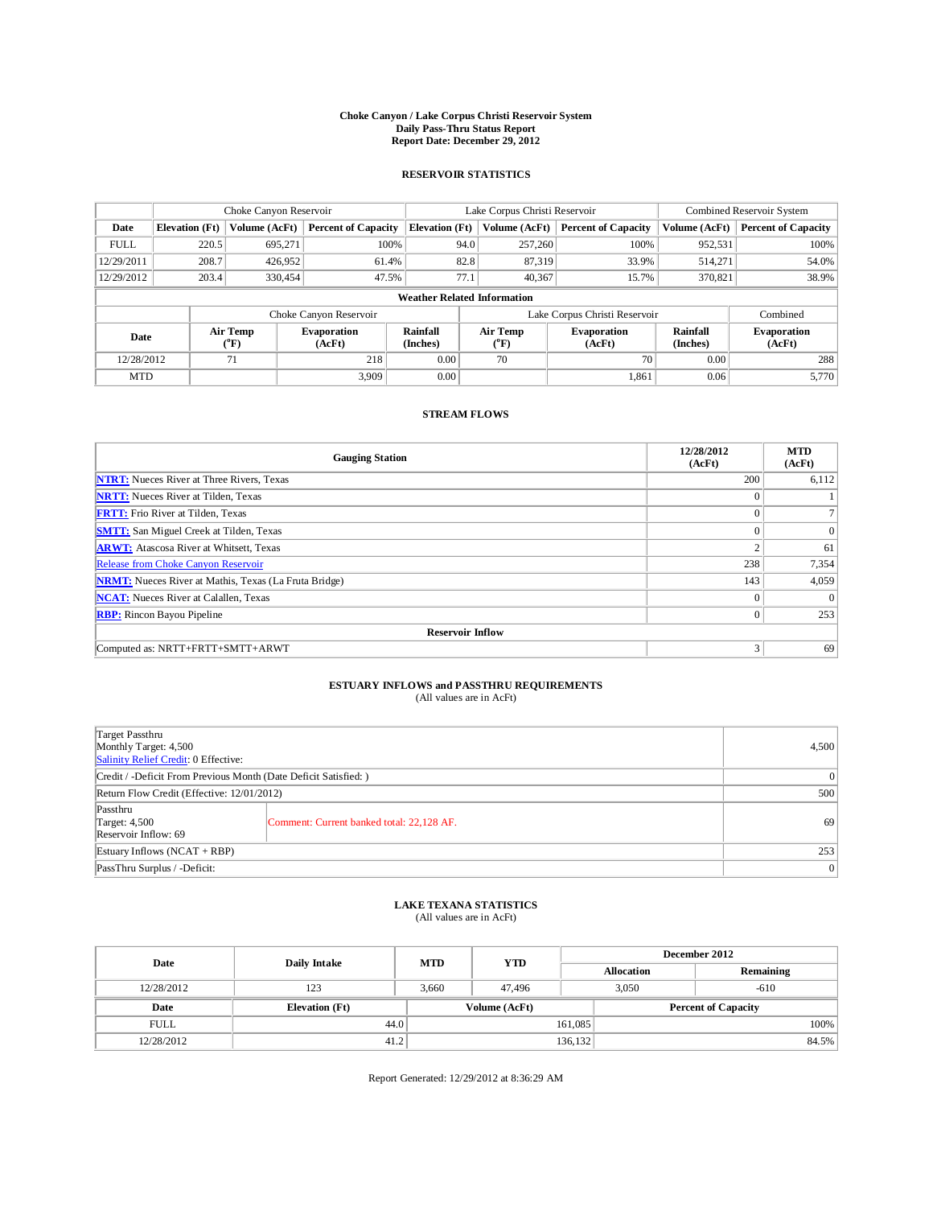# Choke Canyon / Lake Corpus Christi Reservoir System
## Daily Pass-Thru Status Report
## Report Date: December 29, 2012

### RESERVOIR STATISTICS

| | Choke Canyon Reservoir | | | Lake Corpus Christi Reservoir | | | Combined Reservoir System | |
|---|---|---|---|---|---|---|---|---|
| Date | Elevation (Ft) | Volume (AcFt) | Percent of Capacity | Elevation (Ft) | Volume (AcFt) | Percent of Capacity | Volume (AcFt) | Percent of Capacity |
| FULL | 220.5 | 695,271 | 100% | 94.0 | 257,260 | 100% | 952,531 | 100% |
| 12/29/2011 | 208.7 | 426,952 | 61.4% | 82.8 | 87,319 | 33.9% | 514,271 | 54.0% |
| 12/29/2012 | 203.4 | 330,454 | 47.5% | 77.1 | 40,367 | 15.7% | 370,821 | 38.9% |

**Weather Related Information**

| | Choke Canyon Reservoir | | | Lake Corpus Christi Reservoir | | | Combined |
|---|---|---|---|---|---|---|---|
| Date | Air Temp (°F) | Evaporation (AcFt) | Rainfall (Inches) | Air Temp (°F) | Evaporation (AcFt) | Rainfall (Inches) | Evaporation (AcFt) |
| 12/28/2012 | 71 | 218 | 0.00 | 70 | 70 | 0.00 | 288 |
| MTD | | 3,909 | 0.00 | | 1,861 | 0.06 | 5,770 |

### STREAM FLOWS

| Gauging Station | 12/28/2012 (AcFt) | MTD (AcFt) |
|---|---|---|
| NTRT: Nueces River at Three Rivers, Texas | 200 | 6,112 |
| NRTT: Nueces River at Tilden, Texas | 0 | 1 |
| FRTT: Frio River at Tilden, Texas | 0 | 7 |
| SMTT: San Miguel Creek at Tilden, Texas | 0 | 0 |
| ARWT: Atascosa River at Whitsett, Texas | 2 | 61 |
| Release from Choke Canyon Reservoir | 238 | 7,354 |
| NRMT: Nueces River at Mathis, Texas (La Fruta Bridge) | 143 | 4,059 |
| NCAT: Nueces River at Calallen, Texas | 0 | 0 |
| RBP: Rincon Bayou Pipeline | 0 | 253 |
| **Reservoir Inflow** | | |
| Computed as: NRTT+FRTT+SMTT+ARWT | 3 | 69 |

### ESTUARY INFLOWS and PASSTHRU REQUIREMENTS
(All values are in AcFt)

| | | |
|---|---|---|
| Target Passthru<br>Monthly Target: 4,500<br>Salinity Relief Credit: 0 Effective: | | 4,500 |
| Credit / -Deficit From Previous Month (Date Deficit Satisfied: ) | | 0 |
| Return Flow Credit (Effective: 12/01/2012) | | 500 |
| Passthru<br>Target: 4,500<br>Reservoir Inflow: 69 | Comment: Current banked total: 22,128 AF. | 69 |
| Estuary Inflows (NCAT + RBP) | | 253 |
| PassThru Surplus / -Deficit: | | 0 |

### LAKE TEXANA STATISTICS
(All values are in AcFt)

| Date | Daily Intake | MTD | YTD | December 2012 Allocation | December 2012 Remaining |
|---|---|---|---|---|---|
| 12/28/2012 | 123 | 3,660 | 47,496 | 3,050 | -610 |

| Date | Elevation (Ft) | Volume (AcFt) | Percent of Capacity |
|---|---|---|---|
| FULL | 44.0 | 161,085 | 100% |
| 12/28/2012 | 41.2 | 136,132 | 84.5% |

Report Generated: 12/29/2012 at 8:36:29 AM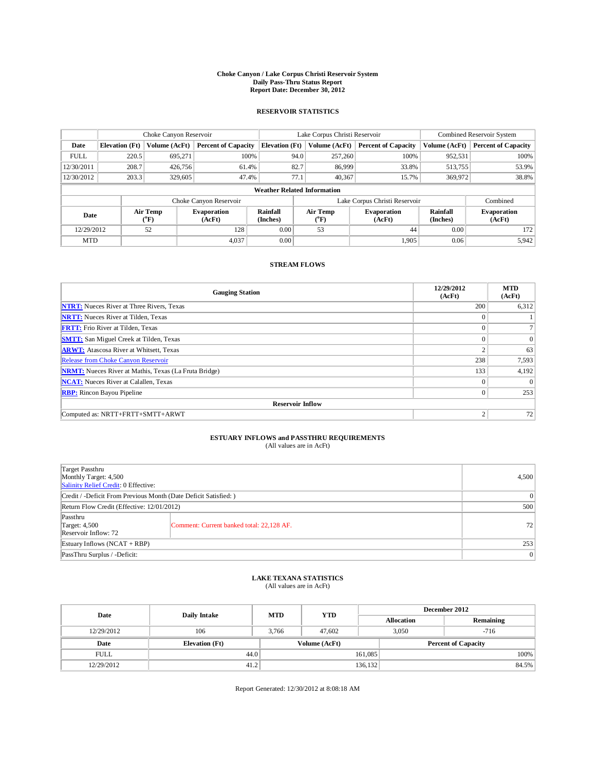# Choke Canyon / Lake Corpus Christi Reservoir System
## Daily Pass-Thru Status Report
## Report Date: December 30, 2012

### RESERVOIR STATISTICS

| | Choke Canyon Reservoir | | | Lake Corpus Christi Reservoir | | | Combined Reservoir System | |
|---|---|---|---|---|---|---|---|---|
| Date | Elevation (Ft) | Volume (AcFt) | Percent of Capacity | Elevation (Ft) | Volume (AcFt) | Percent of Capacity | Volume (AcFt) | Percent of Capacity |
| FULL | 220.5 | 695,271 | 100% | 94.0 | 257,260 | 100% | 952,531 | 100% |
| 12/30/2011 | 208.7 | 426,756 | 61.4% | 82.7 | 86,999 | 33.8% | 513,755 | 53.9% |
| 12/30/2012 | 203.3 | 329,605 | 47.4% | 77.1 | 40,367 | 15.7% | 369,972 | 38.8% |

**Weather Related Information**

| | Choke Canyon Reservoir | | | Lake Corpus Christi Reservoir | | | Combined |
|---|---|---|---|---|---|---|---|
| Date | Air Temp (°F) | Evaporation (AcFt) | Rainfall (Inches) | Air Temp (°F) | Evaporation (AcFt) | Rainfall (Inches) | Evaporation (AcFt) |
| 12/29/2012 | 52 | 128 | 0.00 | 53 | 44 | 0.00 | 172 |
| MTD | | 4,037 | 0.00 | | 1,905 | 0.06 | 5,942 |

### STREAM FLOWS

| Gauging Station | 12/29/2012 (AcFt) | MTD (AcFt) |
|---|---|---|
| NTRT: Nueces River at Three Rivers, Texas | 200 | 6,312 |
| NRTT: Nueces River at Tilden, Texas | 0 | 1 |
| FRTT: Frio River at Tilden, Texas | 0 | 7 |
| SMTT: San Miguel Creek at Tilden, Texas | 0 | 0 |
| ARWT: Atascosa River at Whitsett, Texas | 2 | 63 |
| Release from Choke Canyon Reservoir | 238 | 7,593 |
| NRMT: Nueces River at Mathis, Texas (La Fruta Bridge) | 133 | 4,192 |
| NCAT: Nueces River at Calallen, Texas | 0 | 0 |
| RBP: Rincon Bayou Pipeline | 0 | 253 |
| **Reservoir Inflow** | | |
| Computed as: NRTT+FRTT+SMTT+ARWT | 2 | 72 |

### ESTUARY INFLOWS and PASSTHRU REQUIREMENTS
(All values are in AcFt)

| | | |
|---|---|---|
| Target Passthru<br>Monthly Target: 4,500<br>Salinity Relief Credit: 0 Effective: | | 4,500 |
| Credit / -Deficit From Previous Month (Date Deficit Satisfied: ) | | 0 |
| Return Flow Credit (Effective: 12/01/2012) | | 500 |
| Passthru<br>Target: 4,500<br>Reservoir Inflow: 72 | Comment: Current banked total: 22,128 AF. | 72 |
| Estuary Inflows (NCAT + RBP) | | 253 |
| PassThru Surplus / -Deficit: | | 0 |

### LAKE TEXANA STATISTICS
(All values are in AcFt)

| Date | Daily Intake | MTD | YTD | December 2012 | |
|---|---|---|---|---|---|
| | | | | Allocation | Remaining |
| 12/29/2012 | 106 | 3,766 | 47,602 | 3,050 | -716 |

| Date | Elevation (Ft) | Volume (AcFt) | Percent of Capacity |
|---|---|---|---|
| FULL | 44.0 | 161,085 | 100% |
| 12/29/2012 | 41.2 | 136,132 | 84.5% |

Report Generated: 12/30/2012 at 8:08:18 AM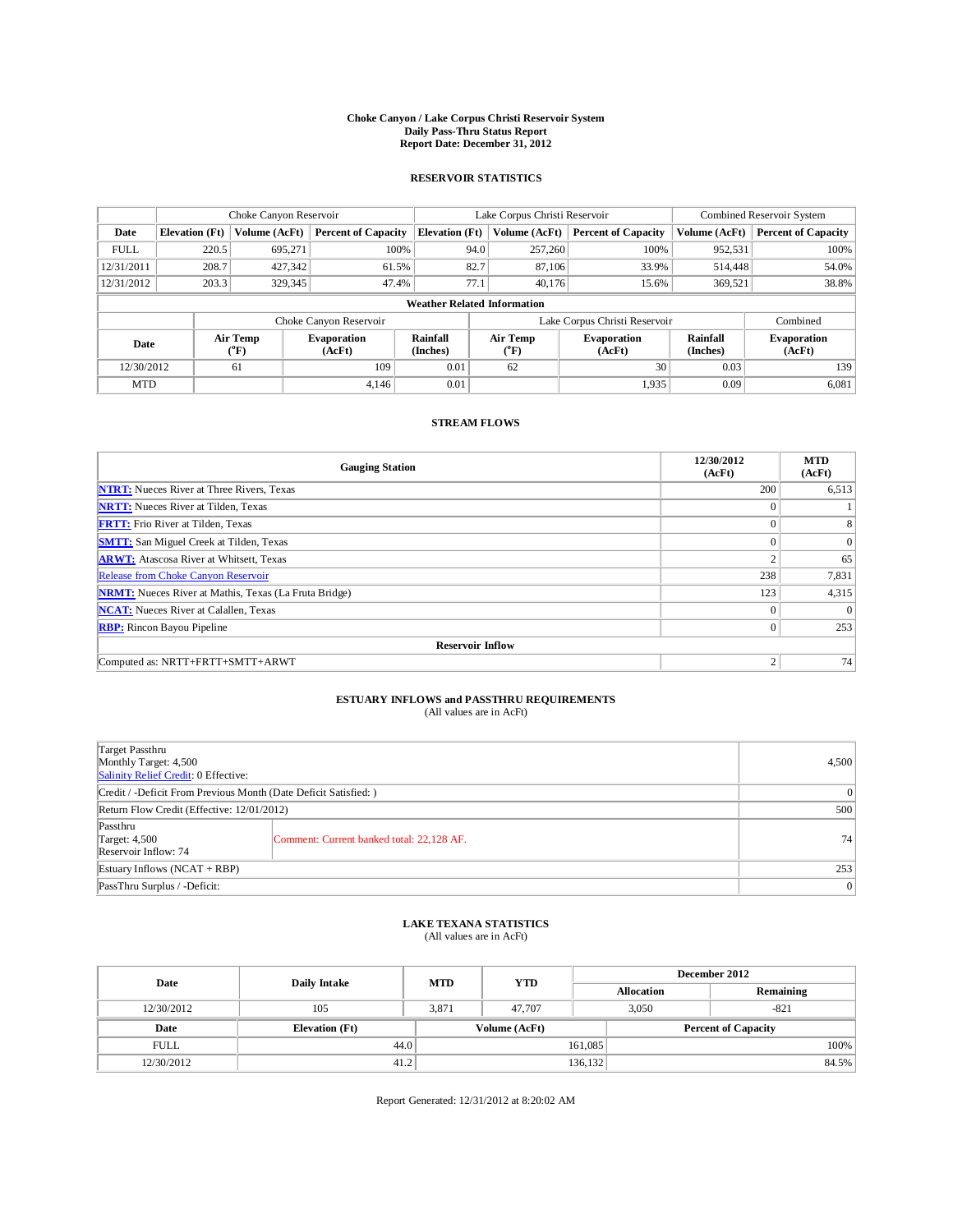**Choke Canyon / Lake Corpus Christi Reservoir System**
**Daily Pass-Thru Status Report**
**Report Date: December 31, 2012**

## RESERVOIR STATISTICS

| | Choke Canyon Reservoir | | | Lake Corpus Christi Reservoir | | | Combined Reservoir System | |
|---|---|---|---|---|---|---|---|---|
| **Date** | **Elevation (Ft)** | **Volume (AcFt)** | **Percent of Capacity** | **Elevation (Ft)** | **Volume (AcFt)** | **Percent of Capacity** | **Volume (AcFt)** | **Percent of Capacity** |
| FULL | 220.5 | 695,271 | 100% | 94.0 | 257,260 | 100% | 952,531 | 100% |
| 12/31/2011 | 208.7 | 427,342 | 61.5% | 82.7 | 87,106 | 33.9% | 514,448 | 54.0% |
| 12/31/2012 | 203.3 | 329,345 | 47.4% | 77.1 | 40,176 | 15.6% | 369,521 | 38.8% |

**Weather Related Information**

| | Choke Canyon Reservoir | | | Lake Corpus Christi Reservoir | | | Combined |
|---|---|---|---|---|---|---|---|
| **Date** | **Air Temp (°F)** | **Evaporation (AcFt)** | **Rainfall (Inches)** | **Air Temp (°F)** | **Evaporation (AcFt)** | **Rainfall (Inches)** | **Evaporation (AcFt)** |
| 12/30/2012 | 61 | 109 | 0.01 | 62 | 30 | 0.03 | 139 |
| MTD | | 4,146 | 0.01 | | 1,935 | 0.09 | 6,081 |

## STREAM FLOWS

| Gauging Station | 12/30/2012 (AcFt) | MTD (AcFt) |
|---|---|---|
| NTRT: Nueces River at Three Rivers, Texas | 200 | 6,513 |
| NRTT: Nueces River at Tilden, Texas | 0 | 1 |
| FRTT: Frio River at Tilden, Texas | 0 | 8 |
| SMTT: San Miguel Creek at Tilden, Texas | 0 | 0 |
| ARWT: Atascosa River at Whitsett, Texas | 2 | 65 |
| Release from Choke Canyon Reservoir | 238 | 7,831 |
| NRMT: Nueces River at Mathis, Texas (La Fruta Bridge) | 123 | 4,315 |
| NCAT: Nueces River at Calallen, Texas | 0 | 0 |
| RBP: Rincon Bayou Pipeline | 0 | 253 |
| **Reservoir Inflow** | | |
| Computed as: NRTT+FRTT+SMTT+ARWT | 2 | 74 |

## ESTUARY INFLOWS and PASSTHRU REQUIREMENTS

(All values are in AcFt)

| | | |
|---|---|---|
| Target Passthru<br>Monthly Target: 4,500<br>Salinity Relief Credit: 0 Effective: | | 4,500 |
| Credit / -Deficit From Previous Month (Date Deficit Satisfied: ) | | 0 |
| Return Flow Credit (Effective: 12/01/2012) | | 500 |
| Passthru<br>Target: 4,500<br>Reservoir Inflow: 74 | Comment: Current banked total: 22,128 AF. | 74 |
| Estuary Inflows (NCAT + RBP) | | 253 |
| PassThru Surplus / -Deficit: | | 0 |

## LAKE TEXANA STATISTICS

(All values are in AcFt)

| Date | Daily Intake | MTD | YTD | December 2012 Allocation | December 2012 Remaining |
|---|---|---|---|---|---|
| 12/30/2012 | 105 | 3,871 | 47,707 | 3,050 | -821 |

| Date | Elevation (Ft) | Volume (AcFt) | Percent of Capacity |
|---|---|---|---|
| FULL | 44.0 | 161,085 | 100% |
| 12/30/2012 | 41.2 | 136,132 | 84.5% |

Report Generated: 12/31/2012 at 8:20:02 AM